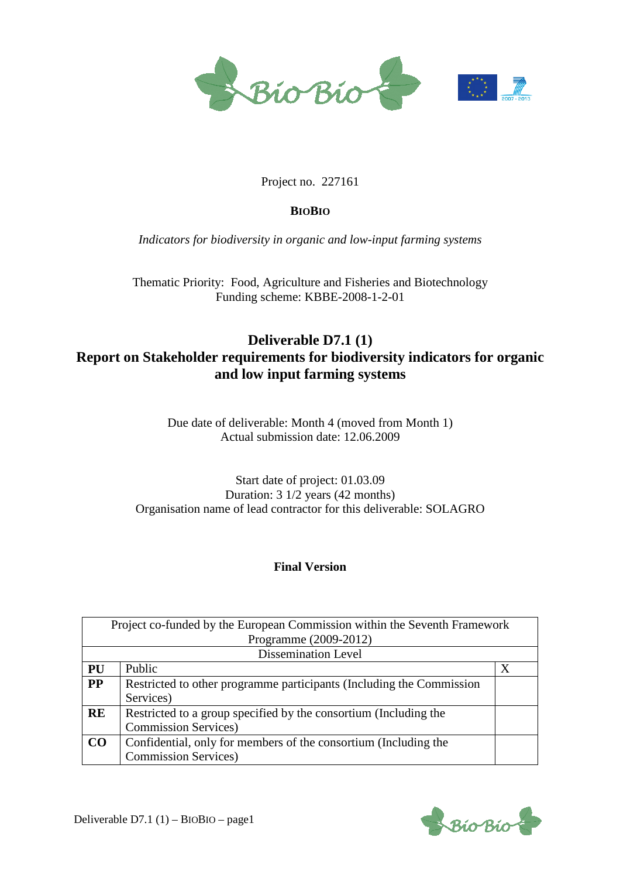Project no. 227161

**BIOBIO**

*Indicators for biodiversity in organic and low-input farming systems*

Thematic Priority: Food, Agriculture and Fisheries and Biotechnology
Funding scheme: KBBE-2008-1-2-01

# Deliverable D7.1 (1)
# Report on Stakeholder requirements for biodiversity indicators for organic and low input farming systems

Due date of deliverable: Month 4 (moved from Month 1)
Actual submission date: 12.06.2009

Start date of project: 01.03.09
Duration: 3 1/2 years (42 months)
Organisation name of lead contractor for this deliverable: SOLAGRO

**Final Version**

| Project co-funded by the European Commission within the Seventh Framework Programme (2009-2012) | | |
|---|---|---|
| Dissemination Level | | |
| **PU** | Public | X |
| **PP** | Restricted to other programme participants (Including the Commission Services) | |
| **RE** | Restricted to a group specified by the consortium (Including the Commission Services) | |
| **CO** | Confidential, only for members of the consortium (Including the Commission Services) | |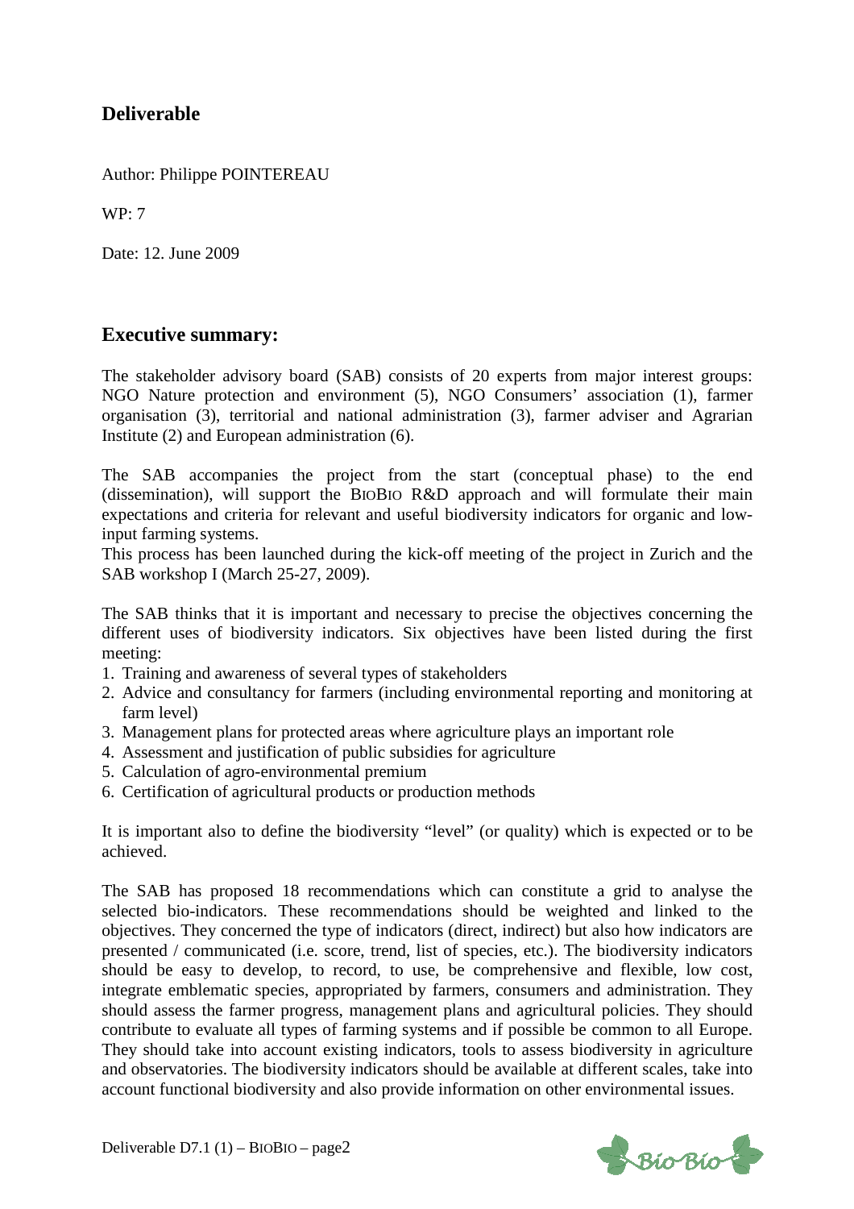## Deliverable

Author: Philippe POINTEREAU

WP: 7

Date: 12. June 2009

## Executive summary:

The stakeholder advisory board (SAB) consists of 20 experts from major interest groups: NGO Nature protection and environment (5), NGO Consumers' association (1), farmer organisation (3), territorial and national administration (3), farmer adviser and Agrarian Institute (2) and European administration (6).

The SAB accompanies the project from the start (conceptual phase) to the end (dissemination), will support the BIOBIO R&D approach and will formulate their main expectations and criteria for relevant and useful biodiversity indicators for organic and low-input farming systems.
This process has been launched during the kick-off meeting of the project in Zurich and the SAB workshop I (March 25-27, 2009).

The SAB thinks that it is important and necessary to precise the objectives concerning the different uses of biodiversity indicators. Six objectives have been listed during the first meeting:

1. Training and awareness of several types of stakeholders
2. Advice and consultancy for farmers (including environmental reporting and monitoring at farm level)
3. Management plans for protected areas where agriculture plays an important role
4. Assessment and justification of public subsidies for agriculture
5. Calculation of agro-environmental premium
6. Certification of agricultural products or production methods

It is important also to define the biodiversity "level" (or quality) which is expected or to be achieved.

The SAB has proposed 18 recommendations which can constitute a grid to analyse the selected bio-indicators. These recommendations should be weighted and linked to the objectives. They concerned the type of indicators (direct, indirect) but also how indicators are presented / communicated (i.e. score, trend, list of species, etc.). The biodiversity indicators should be easy to develop, to record, to use, be comprehensive and flexible, low cost, integrate emblematic species, appropriated by farmers, consumers and administration. They should assess the farmer progress, management plans and agricultural policies. They should contribute to evaluate all types of farming systems and if possible be common to all Europe. They should take into account existing indicators, tools to assess biodiversity in agriculture and observatories. The biodiversity indicators should be available at different scales, take into account functional biodiversity and also provide information on other environmental issues.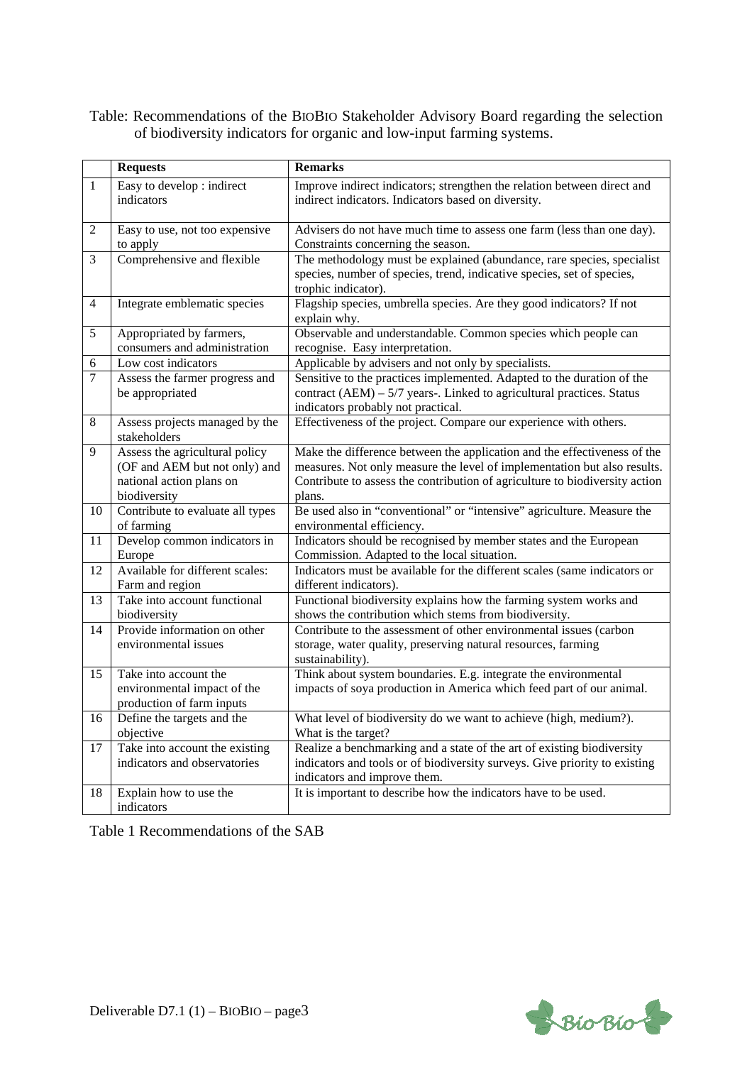Table: Recommendations of the BioBio Stakeholder Advisory Board regarding the selection of biodiversity indicators for organic and low-input farming systems.

| | Requests | Remarks |
|---|---|---|
| 1 | Easy to develop : indirect indicators | Improve indirect indicators; strengthen the relation between direct and indirect indicators. Indicators based on diversity. |
| 2 | Easy to use, not too expensive to apply | Advisers do not have much time to assess one farm (less than one day). Constraints concerning the season. |
| 3 | Comprehensive and flexible | The methodology must be explained (abundance, rare species, specialist species, number of species, trend, indicative species, set of species, trophic indicator). |
| 4 | Integrate emblematic species | Flagship species, umbrella species. Are they good indicators? If not explain why. |
| 5 | Appropriated by farmers, consumers and administration | Observable and understandable. Common species which people can recognise. Easy interpretation. |
| 6 | Low cost indicators | Applicable by advisers and not only by specialists. |
| 7 | Assess the farmer progress and be appropriated | Sensitive to the practices implemented. Adapted to the duration of the contract (AEM) – 5/7 years-. Linked to agricultural practices. Status indicators probably not practical. |
| 8 | Assess projects managed by the stakeholders | Effectiveness of the project. Compare our experience with others. |
| 9 | Assess the agricultural policy (OF and AEM but not only) and national action plans on biodiversity | Make the difference between the application and the effectiveness of the measures. Not only measure the level of implementation but also results. Contribute to assess the contribution of agriculture to biodiversity action plans. |
| 10 | Contribute to evaluate all types of farming | Be used also in "conventional" or "intensive" agriculture. Measure the environmental efficiency. |
| 11 | Develop common indicators in Europe | Indicators should be recognised by member states and the European Commission. Adapted to the local situation. |
| 12 | Available for different scales: Farm and region | Indicators must be available for the different scales (same indicators or different indicators). |
| 13 | Take into account functional biodiversity | Functional biodiversity explains how the farming system works and shows the contribution which stems from biodiversity. |
| 14 | Provide information on other environmental issues | Contribute to the assessment of other environmental issues (carbon storage, water quality, preserving natural resources, farming sustainability). |
| 15 | Take into account the environmental impact of the production of farm inputs | Think about system boundaries. E.g. integrate the environmental impacts of soya production in America which feed part of our animal. |
| 16 | Define the targets and the objective | What level of biodiversity do we want to achieve (high, medium?). What is the target? |
| 17 | Take into account the existing indicators and observatories | Realize a benchmarking and a state of the art of existing biodiversity indicators and tools or of biodiversity surveys. Give priority to existing indicators and improve them. |
| 18 | Explain how to use the indicators | It is important to describe how the indicators have to be used. |

Table 1 Recommendations of the SAB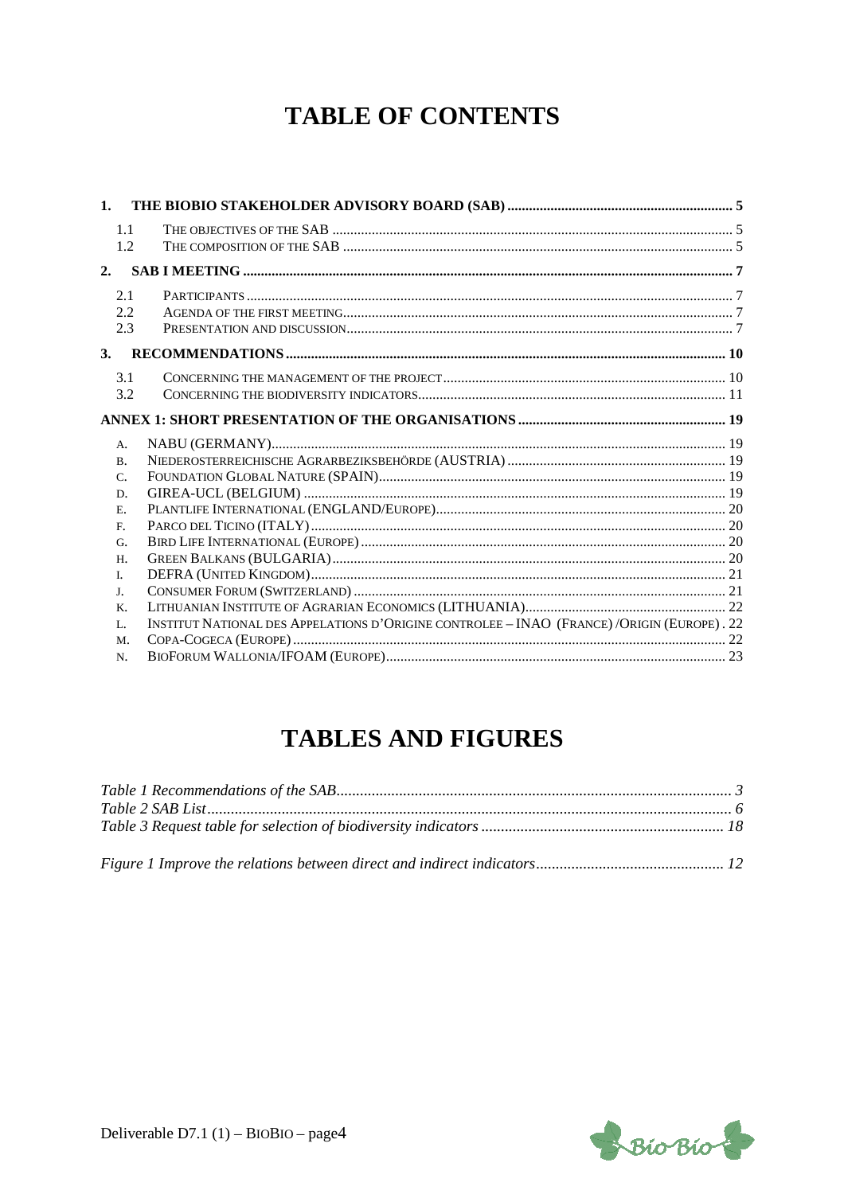# TABLE OF CONTENTS

1. **THE BIOBIO STAKEHOLDER ADVISORY BOARD (SAB)** .......... 5
   - 1.1 THE OBJECTIVES OF THE SAB .......... 5
   - 1.2 THE COMPOSITION OF THE SAB .......... 5
2. **SAB I MEETING** .......... 7
   - 2.1 PARTICIPANTS .......... 7
   - 2.2 AGENDA OF THE FIRST MEETING .......... 7
   - 2.3 PRESENTATION AND DISCUSSION .......... 7
3. **RECOMMENDATIONS** .......... 10
   - 3.1 CONCERNING THE MANAGEMENT OF THE PROJECT .......... 10
   - 3.2 CONCERNING THE BIODIVERSITY INDICATORS .......... 11

**ANNEX 1: SHORT PRESENTATION OF THE ORGANISATIONS** .......... 19

- A. NABU (GERMANY) .......... 19
- B. NIEDEROSTERREICHISCHE AGRARBEZIKSBEHÖRDE (AUSTRIA) .......... 19
- C. FOUNDATION GLOBAL NATURE (SPAIN) .......... 19
- D. GIREA-UCL (BELGIUM) .......... 19
- E. PLANTLIFE INTERNATIONAL (ENGLAND/EUROPE) .......... 20
- F. PARCO DEL TICINO (ITALY) .......... 20
- G. BIRD LIFE INTERNATIONAL (EUROPE) .......... 20
- H. GREEN BALKANS (BULGARIA) .......... 20
- I. DEFRA (UNITED KINGDOM) .......... 21
- J. CONSUMER FORUM (SWITZERLAND) .......... 21
- K. LITHUANIAN INSTITUTE OF AGRARIAN ECONOMICS (LITHUANIA) .......... 22
- L. INSTITUT NATIONAL DES APPELATIONS D'ORIGINE CONTROLEE – INAO (FRANCE) /ORIGIN (EUROPE) .......... 22
- M. COPA-COGECA (EUROPE) .......... 22
- N. BIOFORUM WALLONIA/IFOAM (EUROPE) .......... 23

# TABLES AND FIGURES

*Table 1 Recommendations of the SAB* .......... 3
*Table 2 SAB List* .......... 6
*Table 3 Request table for selection of biodiversity indicators* .......... 18

*Figure 1 Improve the relations between direct and indirect indicators* .......... 12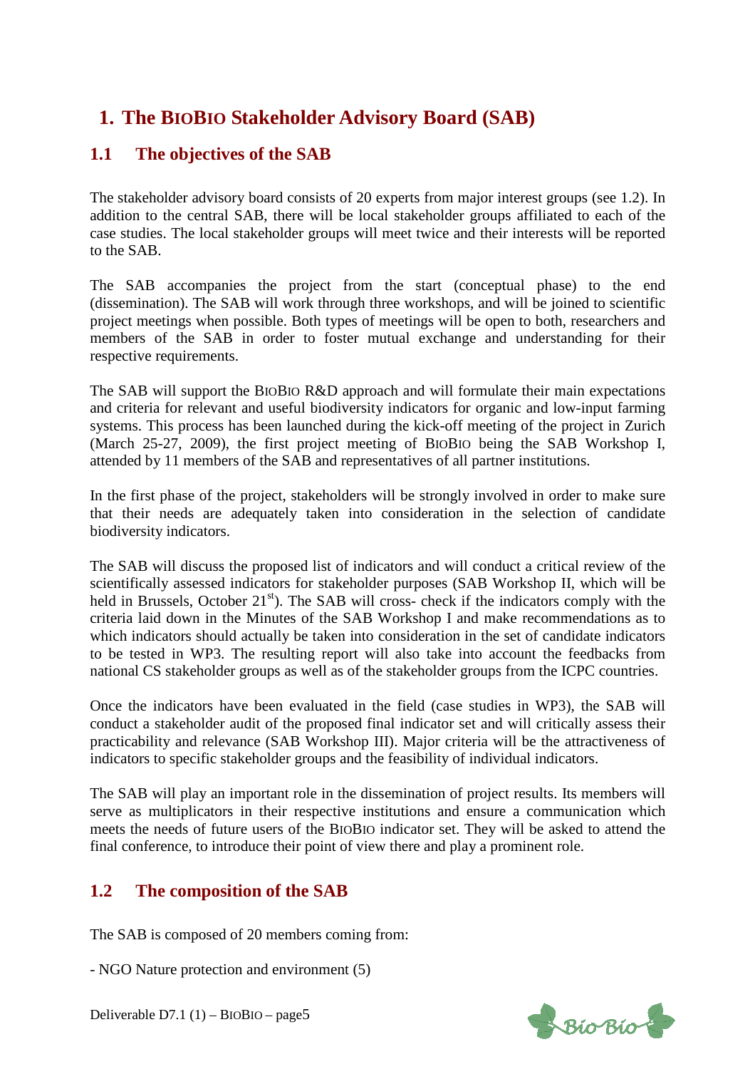# 1. The BIOBIO Stakeholder Advisory Board (SAB)

## 1.1 The objectives of the SAB

The stakeholder advisory board consists of 20 experts from major interest groups (see 1.2). In addition to the central SAB, there will be local stakeholder groups affiliated to each of the case studies. The local stakeholder groups will meet twice and their interests will be reported to the SAB.

The SAB accompanies the project from the start (conceptual phase) to the end (dissemination). The SAB will work through three workshops, and will be joined to scientific project meetings when possible. Both types of meetings will be open to both, researchers and members of the SAB in order to foster mutual exchange and understanding for their respective requirements.

The SAB will support the BIOBIO R&D approach and will formulate their main expectations and criteria for relevant and useful biodiversity indicators for organic and low-input farming systems. This process has been launched during the kick-off meeting of the project in Zurich (March 25-27, 2009), the first project meeting of BIOBIO being the SAB Workshop I, attended by 11 members of the SAB and representatives of all partner institutions.

In the first phase of the project, stakeholders will be strongly involved in order to make sure that their needs are adequately taken into consideration in the selection of candidate biodiversity indicators.

The SAB will discuss the proposed list of indicators and will conduct a critical review of the scientifically assessed indicators for stakeholder purposes (SAB Workshop II, which will be held in Brussels, October 21st). The SAB will cross- check if the indicators comply with the criteria laid down in the Minutes of the SAB Workshop I and make recommendations as to which indicators should actually be taken into consideration in the set of candidate indicators to be tested in WP3. The resulting report will also take into account the feedbacks from national CS stakeholder groups as well as of the stakeholder groups from the ICPC countries.

Once the indicators have been evaluated in the field (case studies in WP3), the SAB will conduct a stakeholder audit of the proposed final indicator set and will critically assess their practicability and relevance (SAB Workshop III). Major criteria will be the attractiveness of indicators to specific stakeholder groups and the feasibility of individual indicators.

The SAB will play an important role in the dissemination of project results. Its members will serve as multiplicators in their respective institutions and ensure a communication which meets the needs of future users of the BIOBIO indicator set. They will be asked to attend the final conference, to introduce their point of view there and play a prominent role.

## 1.2 The composition of the SAB

The SAB is composed of 20 members coming from:

- NGO Nature protection and environment (5)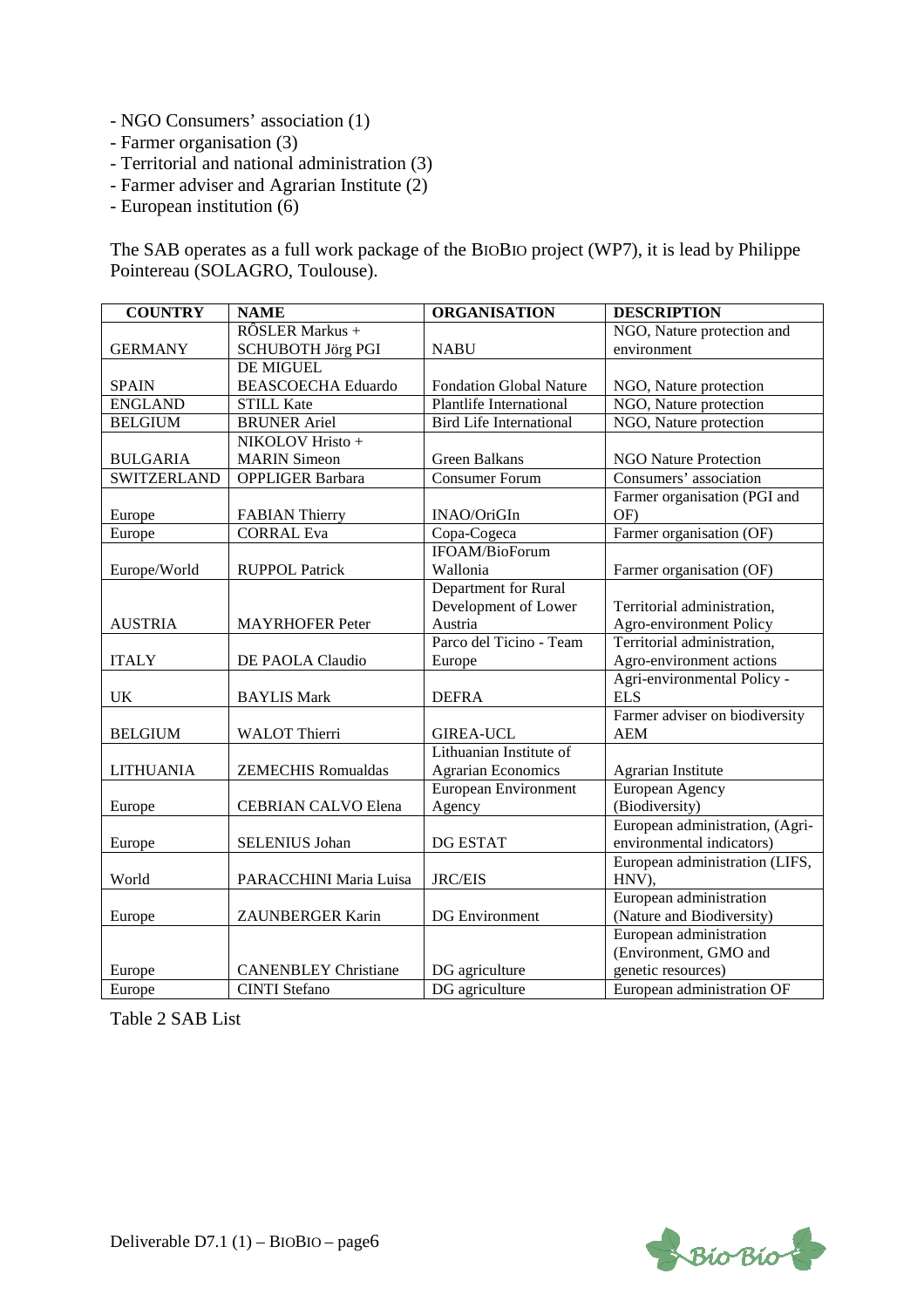- NGO Consumers' association (1)
- Farmer organisation (3)
- Territorial and national administration (3)
- Farmer adviser and Agrarian Institute (2)
- European institution (6)

The SAB operates as a full work package of the BIOBIO project (WP7), it is lead by Philippe Pointereau (SOLAGRO, Toulouse).

| COUNTRY | NAME | ORGANISATION | DESCRIPTION |
|---|---|---|---|
| GERMANY | RÖSLER Markus + SCHUBOTH Jörg PGI | NABU | NGO, Nature protection and environment |
| SPAIN | DE MIGUEL BEASCOECHA Eduardo | Fondation Global Nature | NGO, Nature protection |
| ENGLAND | STILL Kate | Plantlife International | NGO, Nature protection |
| BELGIUM | BRUNER Ariel | Bird Life International | NGO, Nature protection |
| BULGARIA | NIKOLOV Hristo + MARIN Simeon | Green Balkans | NGO Nature Protection |
| SWITZERLAND | OPPLIGER Barbara | Consumer Forum | Consumers' association |
| Europe | FABIAN Thierry | INAO/OriGIn | Farmer organisation (PGI and OF) |
| Europe | CORRAL Eva | Copa-Cogeca | Farmer organisation (OF) |
| Europe/World | RUPPOL Patrick | IFOAM/BioForum Wallonia | Farmer organisation (OF) |
| AUSTRIA | MAYRHOFER Peter | Department for Rural Development of Lower Austria | Territorial administration, Agro-environment Policy |
| ITALY | DE PAOLA Claudio | Parco del Ticino - Team Europe | Territorial administration, Agro-environment actions |
| UK | BAYLIS Mark | DEFRA | Agri-environmental Policy - ELS |
| BELGIUM | WALOT Thierri | GIREA-UCL | Farmer adviser on biodiversity AEM |
| LITHUANIA | ZEMECHIS Romualdas | Lithuanian Institute of Agrarian Economics | Agrarian Institute |
| Europe | CEBRIAN CALVO Elena | European Environment Agency | European Agency (Biodiversity) |
| Europe | SELENIUS Johan | DG ESTAT | European administration, (Agri-environmental indicators) |
| World | PARACCHINI Maria Luisa | JRC/EIS | European administration (LIFS, HNV), |
| Europe | ZAUNBERGER Karin | DG Environment | European administration (Nature and Biodiversity) |
| Europe | CANENBLEY Christiane | DG agriculture | European administration (Environment, GMO and genetic resources) |
| Europe | CINTI Stefano | DG agriculture | European administration OF |

Table 2 SAB List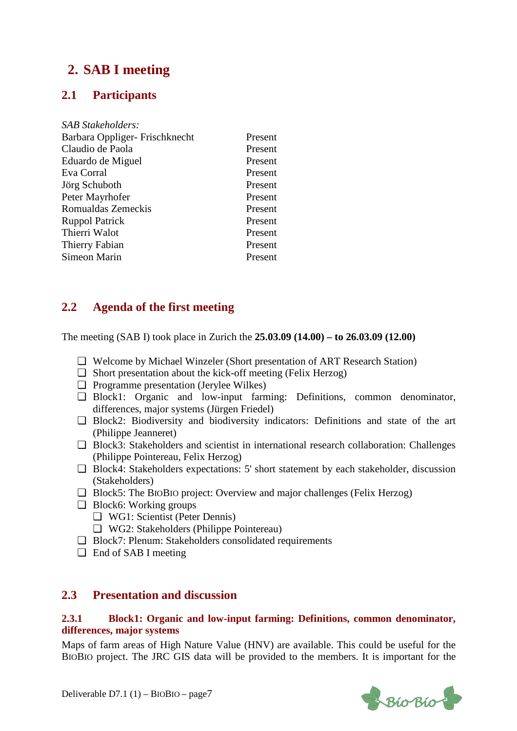# 2. SAB I meeting

## 2.1 Participants

| *SAB Stakeholders:* | |
|---|---|
| Barbara Oppliger- Frischknecht | Present |
| Claudio de Paola | Present |
| Eduardo de Miguel | Present |
| Eva Corral | Present |
| Jörg Schuboth | Present |
| Peter Mayrhofer | Present |
| Romualdas Zemeckis | Present |
| Ruppol Patrick | Present |
| Thierri Walot | Present |
| Thierry Fabian | Present |
| Simeon Marin | Present |

## 2.2 Agenda of the first meeting

The meeting (SAB I) took place in Zurich the **25.03.09 (14.00) – to 26.03.09 (12.00)**

- ❑ Welcome by Michael Winzeler (Short presentation of ART Research Station)
- ❑ Short presentation about the kick-off meeting (Felix Herzog)
- ❑ Programme presentation (Jerylee Wilkes)
- ❑ Block1: Organic and low-input farming: Definitions, common denominator, differences, major systems (Jürgen Friedel)
- ❑ Block2: Biodiversity and biodiversity indicators: Definitions and state of the art (Philippe Jeanneret)
- ❑ Block3: Stakeholders and scientist in international research collaboration: Challenges (Philippe Pointereau, Felix Herzog)
- ❑ Block4: Stakeholders expectations: 5' short statement by each stakeholder, discussion (Stakeholders)
- ❑ Block5: The BIOBIO project: Overview and major challenges (Felix Herzog)
- ❑ Block6: Working groups
  - ❑ WG1: Scientist (Peter Dennis)
  - ❑ WG2: Stakeholders (Philippe Pointereau)
- ❑ Block7: Plenum: Stakeholders consolidated requirements
- ❑ End of SAB I meeting

## 2.3 Presentation and discussion

### 2.3.1 Block1: Organic and low-input farming: Definitions, common denominator, differences, major systems

Maps of farm areas of High Nature Value (HNV) are available. This could be useful for the BIOBIO project. The JRC GIS data will be provided to the members. It is important for the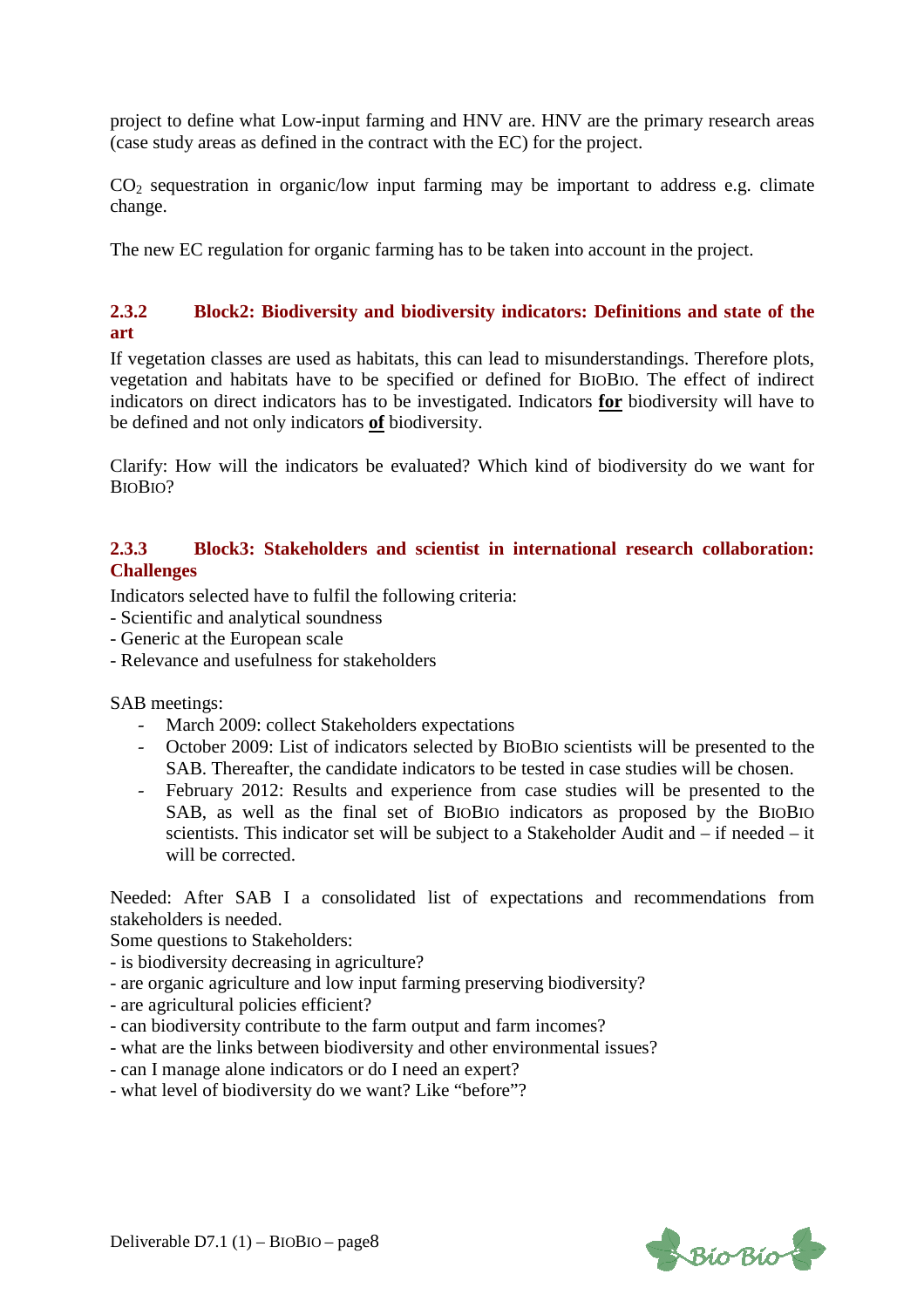project to define what Low-input farming and HNV are. HNV are the primary research areas (case study areas as defined in the contract with the EC) for the project.

$CO_2$ sequestration in organic/low input farming may be important to address e.g. climate change.

The new EC regulation for organic farming has to be taken into account in the project.

### 2.3.2 Block2: Biodiversity and biodiversity indicators: Definitions and state of the art

If vegetation classes are used as habitats, this can lead to misunderstandings. Therefore plots, vegetation and habitats have to be specified or defined for BIOBIO. The effect of indirect indicators on direct indicators has to be investigated. Indicators **<u>for</u>** biodiversity will have to be defined and not only indicators **<u>of</u>** biodiversity.

Clarify: How will the indicators be evaluated? Which kind of biodiversity do we want for BIOBIO?

### 2.3.3 Block3: Stakeholders and scientist in international research collaboration: Challenges

Indicators selected have to fulfil the following criteria:
- Scientific and analytical soundness
- Generic at the European scale
- Relevance and usefulness for stakeholders

SAB meetings:

- March 2009: collect Stakeholders expectations
- October 2009: List of indicators selected by BIOBIO scientists will be presented to the SAB. Thereafter, the candidate indicators to be tested in case studies will be chosen.
- February 2012: Results and experience from case studies will be presented to the SAB, as well as the final set of BIOBIO indicators as proposed by the BIOBIO scientists. This indicator set will be subject to a Stakeholder Audit and – if needed – it will be corrected.

Needed: After SAB I a consolidated list of expectations and recommendations from stakeholders is needed.

Some questions to Stakeholders:
- is biodiversity decreasing in agriculture?
- are organic agriculture and low input farming preserving biodiversity?
- are agricultural policies efficient?
- can biodiversity contribute to the farm output and farm incomes?
- what are the links between biodiversity and other environmental issues?
- can I manage alone indicators or do I need an expert?
- what level of biodiversity do we want? Like "before"?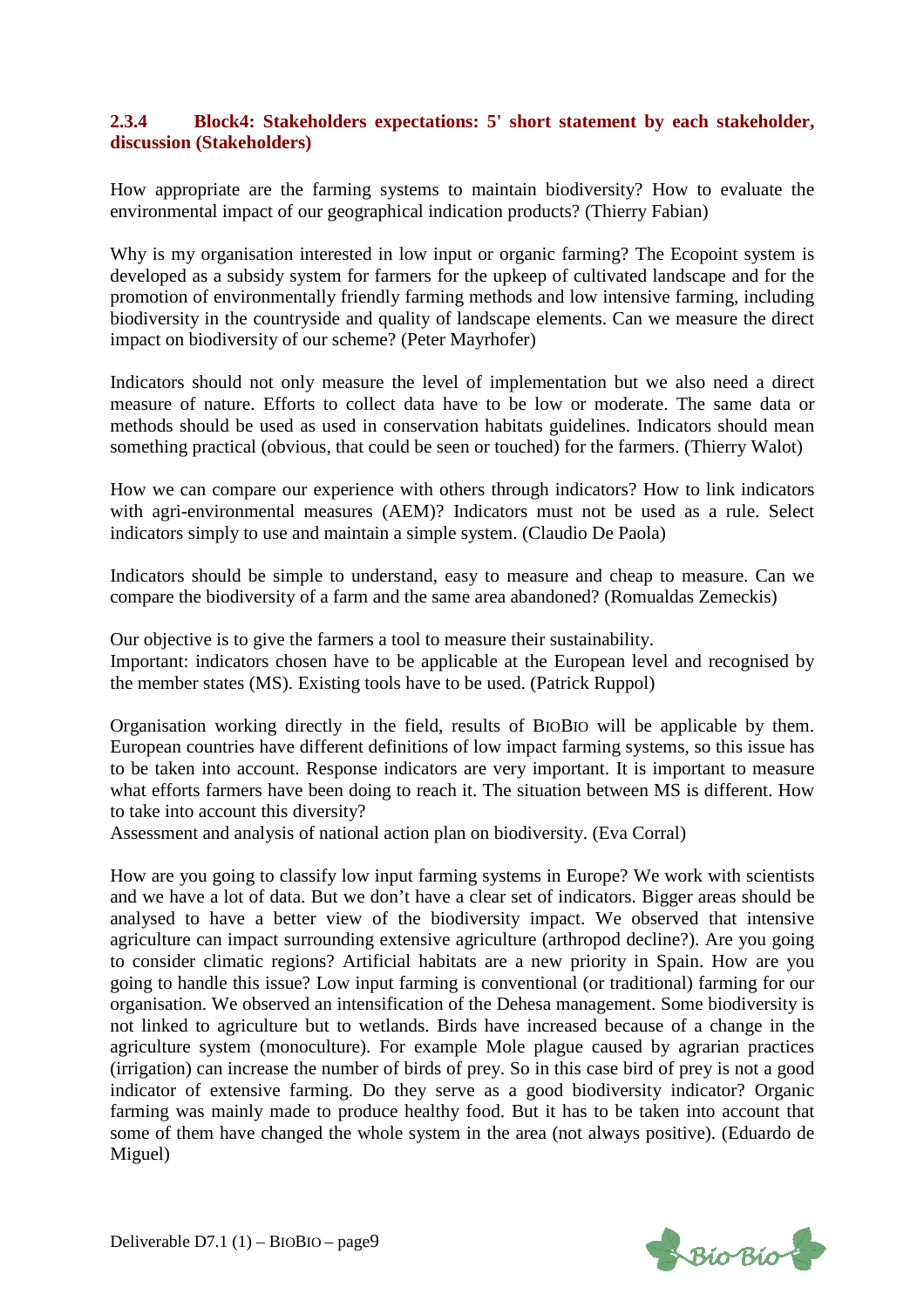### 2.3.4 Block4: Stakeholders expectations: 5' short statement by each stakeholder, discussion (Stakeholders)

How appropriate are the farming systems to maintain biodiversity? How to evaluate the environmental impact of our geographical indication products? (Thierry Fabian)

Why is my organisation interested in low input or organic farming? The Ecopoint system is developed as a subsidy system for farmers for the upkeep of cultivated landscape and for the promotion of environmentally friendly farming methods and low intensive farming, including biodiversity in the countryside and quality of landscape elements. Can we measure the direct impact on biodiversity of our scheme? (Peter Mayrhofer)

Indicators should not only measure the level of implementation but we also need a direct measure of nature. Efforts to collect data have to be low or moderate. The same data or methods should be used as used in conservation habitats guidelines. Indicators should mean something practical (obvious, that could be seen or touched) for the farmers. (Thierry Walot)

How we can compare our experience with others through indicators? How to link indicators with agri-environmental measures (AEM)? Indicators must not be used as a rule. Select indicators simply to use and maintain a simple system. (Claudio De Paola)

Indicators should be simple to understand, easy to measure and cheap to measure. Can we compare the biodiversity of a farm and the same area abandoned? (Romualdas Zemeckis)

Our objective is to give the farmers a tool to measure their sustainability.
Important: indicators chosen have to be applicable at the European level and recognised by the member states (MS). Existing tools have to be used. (Patrick Ruppol)

Organisation working directly in the field, results of BIOBIO will be applicable by them. European countries have different definitions of low impact farming systems, so this issue has to be taken into account. Response indicators are very important. It is important to measure what efforts farmers have been doing to reach it. The situation between MS is different. How to take into account this diversity?
Assessment and analysis of national action plan on biodiversity. (Eva Corral)

How are you going to classify low input farming systems in Europe? We work with scientists and we have a lot of data. But we don't have a clear set of indicators. Bigger areas should be analysed to have a better view of the biodiversity impact. We observed that intensive agriculture can impact surrounding extensive agriculture (arthropod decline?). Are you going to consider climatic regions? Artificial habitats are a new priority in Spain. How are you going to handle this issue? Low input farming is conventional (or traditional) farming for our organisation. We observed an intensification of the Dehesa management. Some biodiversity is not linked to agriculture but to wetlands. Birds have increased because of a change in the agriculture system (monoculture). For example Mole plague caused by agrarian practices (irrigation) can increase the number of birds of prey. So in this case bird of prey is not a good indicator of extensive farming. Do they serve as a good biodiversity indicator? Organic farming was mainly made to produce healthy food. But it has to be taken into account that some of them have changed the whole system in the area (not always positive). (Eduardo de Miguel)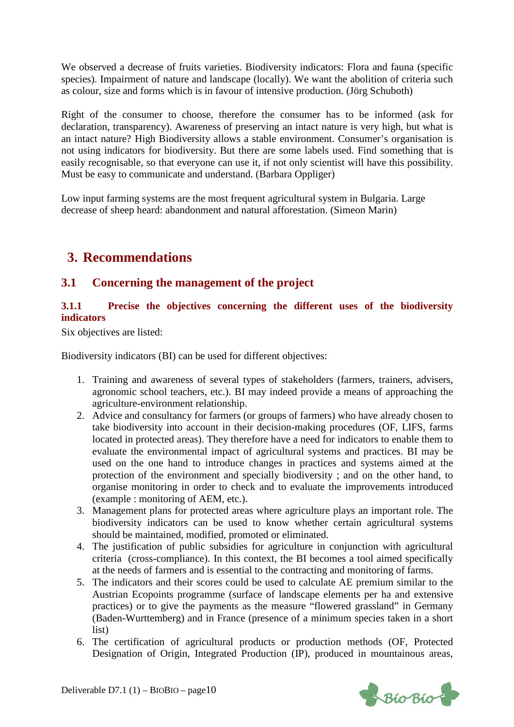We observed a decrease of fruits varieties. Biodiversity indicators: Flora and fauna (specific species). Impairment of nature and landscape (locally). We want the abolition of criteria such as colour, size and forms which is in favour of intensive production. (Jörg Schuboth)

Right of the consumer to choose, therefore the consumer has to be informed (ask for declaration, transparency). Awareness of preserving an intact nature is very high, but what is an intact nature? High Biodiversity allows a stable environment. Consumer's organisation is not using indicators for biodiversity. But there are some labels used. Find something that is easily recognisable, so that everyone can use it, if not only scientist will have this possibility. Must be easy to communicate and understand. (Barbara Oppliger)

Low input farming systems are the most frequent agricultural system in Bulgaria. Large decrease of sheep heard: abandonment and natural afforestation. (Simeon Marin)

# 3. Recommendations

## 3.1 Concerning the management of the project

### 3.1.1 Precise the objectives concerning the different uses of the biodiversity indicators

Six objectives are listed:

Biodiversity indicators (BI) can be used for different objectives:

1. Training and awareness of several types of stakeholders (farmers, trainers, advisers, agronomic school teachers, etc.). BI may indeed provide a means of approaching the agriculture-environment relationship.
2. Advice and consultancy for farmers (or groups of farmers) who have already chosen to take biodiversity into account in their decision-making procedures (OF, LIFS, farms located in protected areas). They therefore have a need for indicators to enable them to evaluate the environmental impact of agricultural systems and practices. BI may be used on the one hand to introduce changes in practices and systems aimed at the protection of the environment and specially biodiversity ; and on the other hand, to organise monitoring in order to check and to evaluate the improvements introduced (example : monitoring of AEM, etc.).
3. Management plans for protected areas where agriculture plays an important role. The biodiversity indicators can be used to know whether certain agricultural systems should be maintained, modified, promoted or eliminated.
4. The justification of public subsidies for agriculture in conjunction with agricultural criteria (cross-compliance). In this context, the BI becomes a tool aimed specifically at the needs of farmers and is essential to the contracting and monitoring of farms.
5. The indicators and their scores could be used to calculate AE premium similar to the Austrian Ecopoints programme (surface of landscape elements per ha and extensive practices) or to give the payments as the measure "flowered grassland" in Germany (Baden-Wurttemberg) and in France (presence of a minimum species taken in a short list)
6. The certification of agricultural products or production methods (OF, Protected Designation of Origin, Integrated Production (IP), produced in mountainous areas,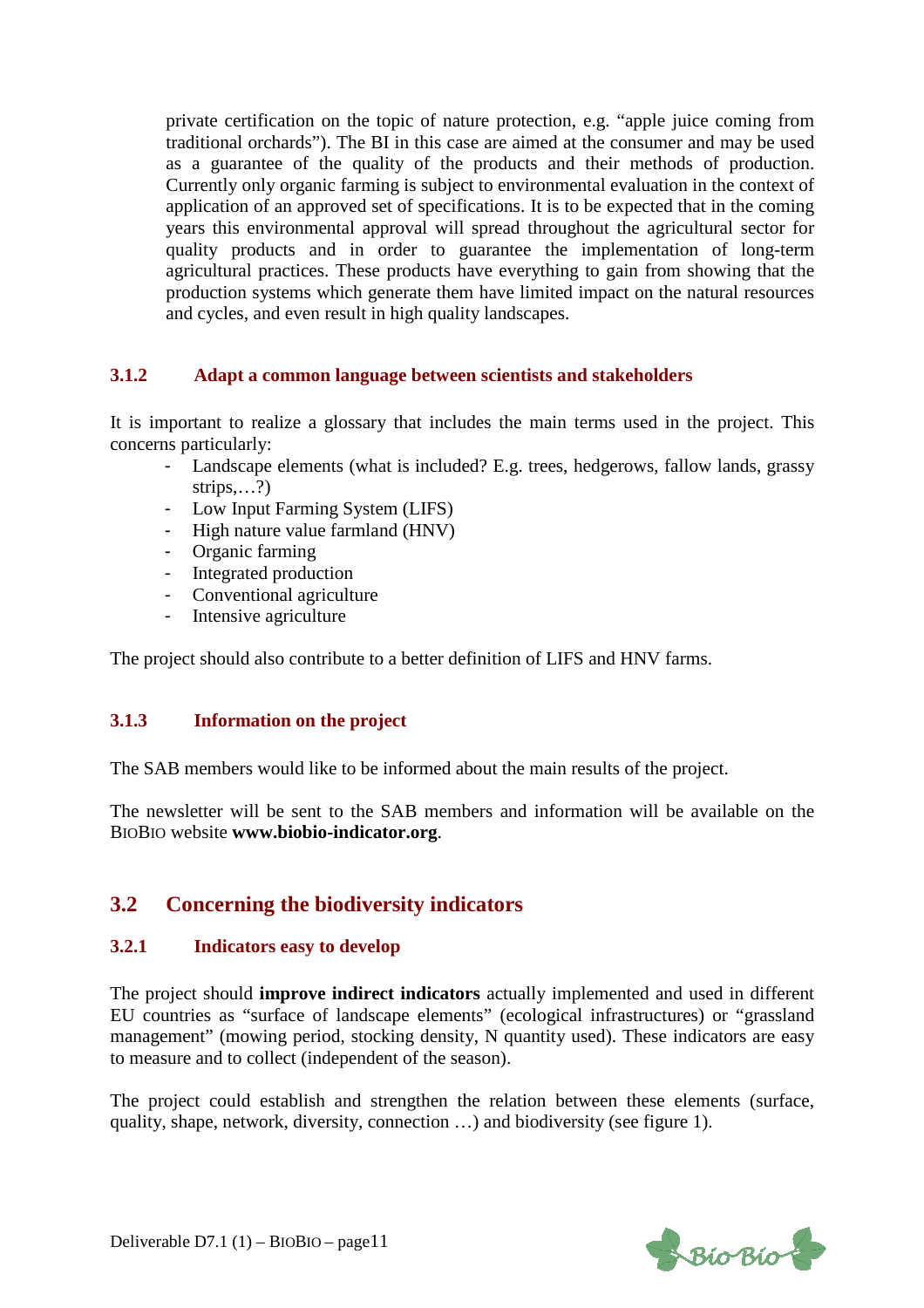private certification on the topic of nature protection, e.g. "apple juice coming from traditional orchards"). The BI in this case are aimed at the consumer and may be used as a guarantee of the quality of the products and their methods of production. Currently only organic farming is subject to environmental evaluation in the context of application of an approved set of specifications. It is to be expected that in the coming years this environmental approval will spread throughout the agricultural sector for quality products and in order to guarantee the implementation of long-term agricultural practices. These products have everything to gain from showing that the production systems which generate them have limited impact on the natural resources and cycles, and even result in high quality landscapes.

### 3.1.2 Adapt a common language between scientists and stakeholders

It is important to realize a glossary that includes the main terms used in the project. This concerns particularly:

- Landscape elements (what is included? E.g. trees, hedgerows, fallow lands, grassy strips,…?)
- Low Input Farming System (LIFS)
- High nature value farmland (HNV)
- Organic farming
- Integrated production
- Conventional agriculture
- Intensive agriculture

The project should also contribute to a better definition of LIFS and HNV farms.

### 3.1.3 Information on the project

The SAB members would like to be informed about the main results of the project.

The newsletter will be sent to the SAB members and information will be available on the BIOBIO website **www.biobio-indicator.org**.

## 3.2 Concerning the biodiversity indicators

### 3.2.1 Indicators easy to develop

The project should **improve indirect indicators** actually implemented and used in different EU countries as "surface of landscape elements" (ecological infrastructures) or "grassland management" (mowing period, stocking density, N quantity used). These indicators are easy to measure and to collect (independent of the season).

The project could establish and strengthen the relation between these elements (surface, quality, shape, network, diversity, connection …) and biodiversity (see figure 1).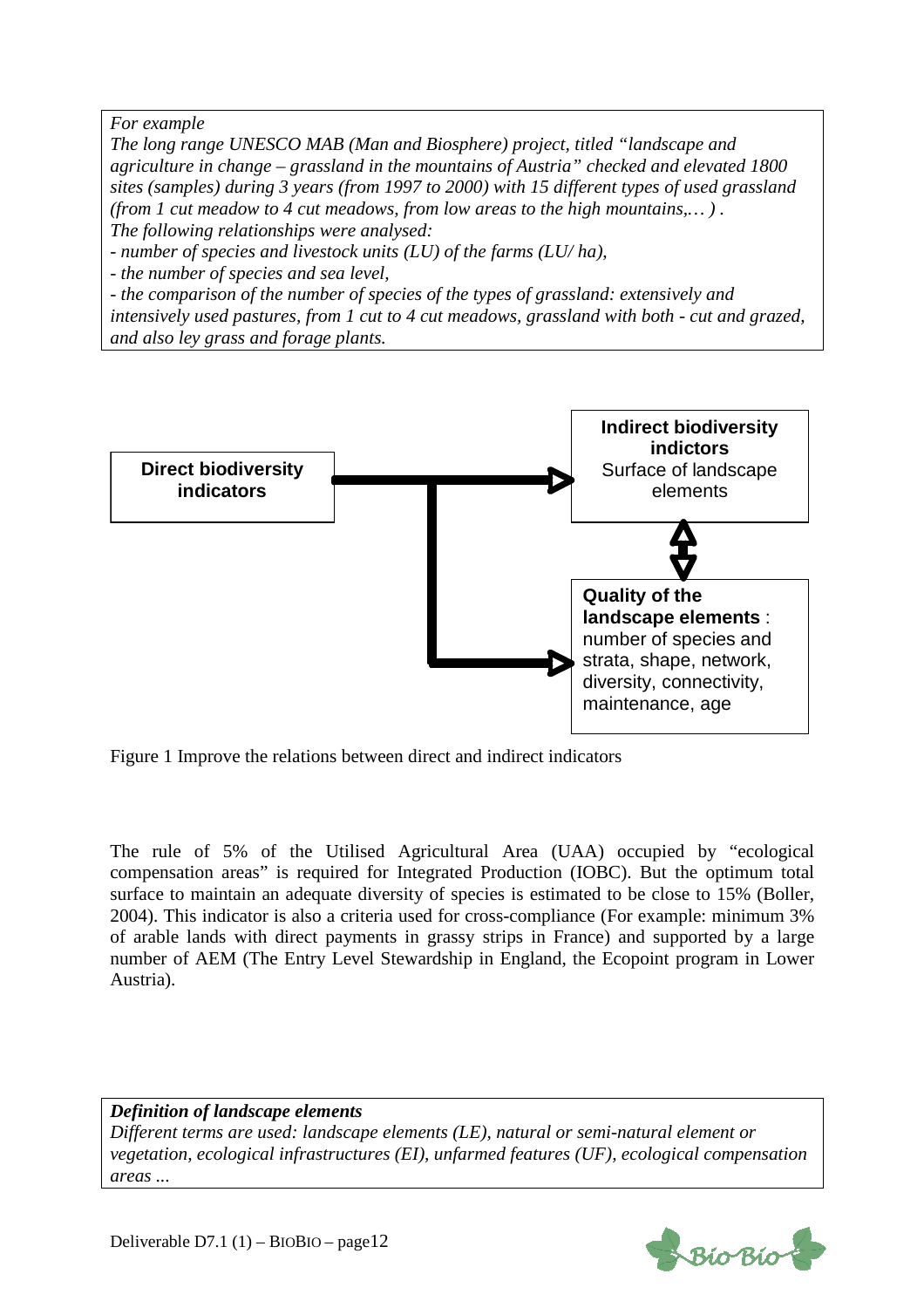*For example*
*The long range UNESCO MAB (Man and Biosphere) project, titled "landscape and agriculture in change – grassland in the mountains of Austria" checked and elevated 1800 sites (samples) during 3 years (from 1997 to 2000) with 15 different types of used grassland (from 1 cut meadow to 4 cut meadows, from low areas to the high mountains,… ) .*
*The following relationships were analysed:*
*- number of species and livestock units (LU) of the farms (LU/ ha),*
*- the number of species and sea level,*
*- the comparison of the number of species of the types of grassland: extensively and intensively used pastures, from 1 cut to 4 cut meadows, grassland with both - cut and grazed, and also ley grass and forage plants.*

**Direct biodiversity indicators**

**Indirect biodiversity indictors**
Surface of landscape elements

**Quality of the landscape elements** : number of species and strata, shape, network, diversity, connectivity, maintenance, age

Figure 1 Improve the relations between direct and indirect indicators

The rule of 5% of the Utilised Agricultural Area (UAA) occupied by "ecological compensation areas" is required for Integrated Production (IOBC). But the optimum total surface to maintain an adequate diversity of species is estimated to be close to 15% (Boller, 2004). This indicator is also a criteria used for cross-compliance (For example: minimum 3% of arable lands with direct payments in grassy strips in France) and supported by a large number of AEM (The Entry Level Stewardship in England, the Ecopoint program in Lower Austria).

***Definition of landscape elements***
*Different terms are used: landscape elements (LE), natural or semi-natural element or vegetation, ecological infrastructures (EI), unfarmed features (UF), ecological compensation areas ...*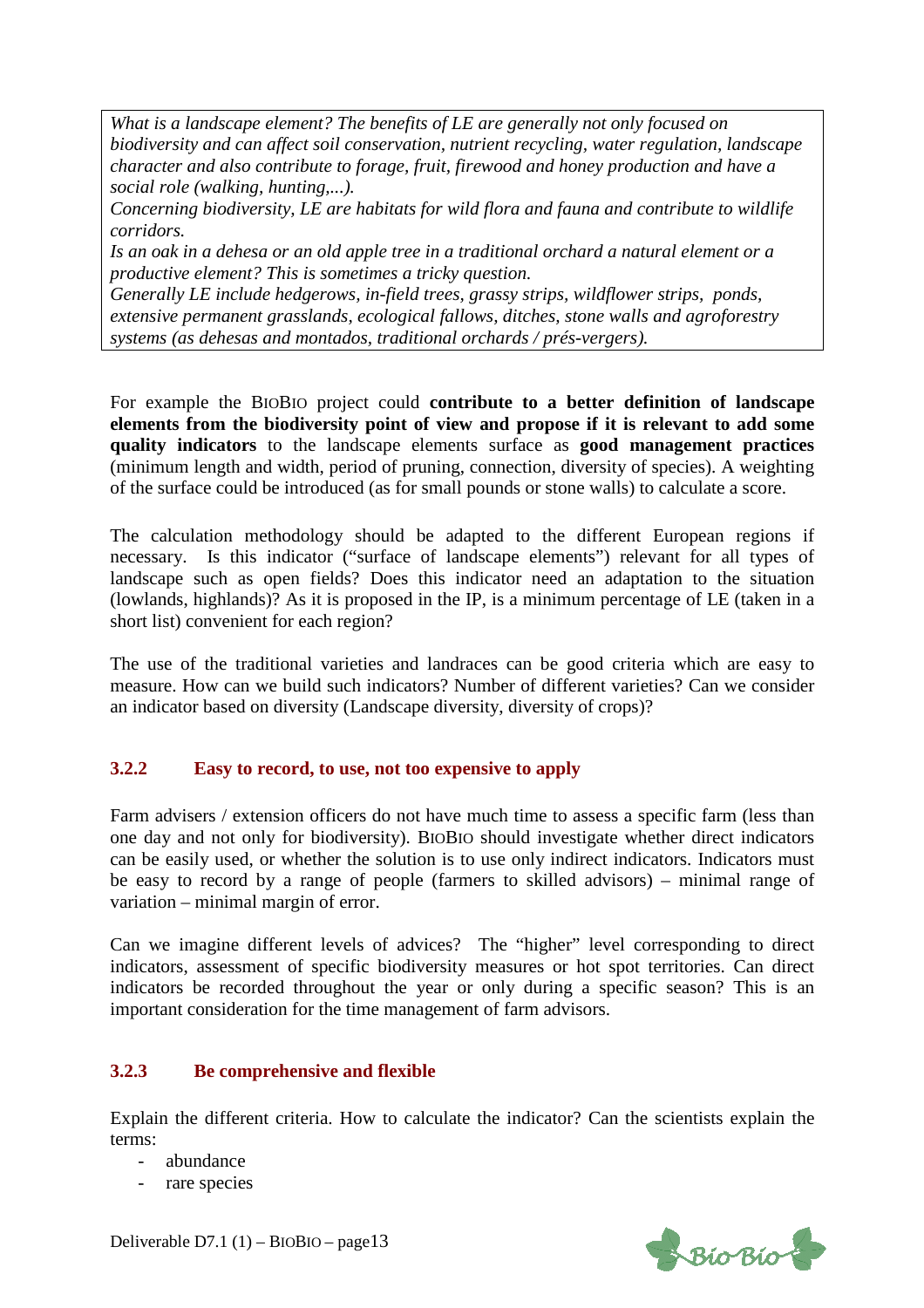*What is a landscape element? The benefits of LE are generally not only focused on biodiversity and can affect soil conservation, nutrient recycling, water regulation, landscape character and also contribute to forage, fruit, firewood and honey production and have a social role (walking, hunting,...).*

*Concerning biodiversity, LE are habitats for wild flora and fauna and contribute to wildlife corridors.*

*Is an oak in a dehesa or an old apple tree in a traditional orchard a natural element or a productive element? This is sometimes a tricky question.*

*Generally LE include hedgerows, in-field trees, grassy strips, wildflower strips, ponds, extensive permanent grasslands, ecological fallows, ditches, stone walls and agroforestry systems (as dehesas and montados, traditional orchards / prés-vergers).*

For example the BIOBIO project could **contribute to a better definition of landscape elements from the biodiversity point of view and propose if it is relevant to add some quality indicators** to the landscape elements surface as **good management practices** (minimum length and width, period of pruning, connection, diversity of species). A weighting of the surface could be introduced (as for small pounds or stone walls) to calculate a score.

The calculation methodology should be adapted to the different European regions if necessary. Is this indicator ("surface of landscape elements") relevant for all types of landscape such as open fields? Does this indicator need an adaptation to the situation (lowlands, highlands)? As it is proposed in the IP, is a minimum percentage of LE (taken in a short list) convenient for each region?

The use of the traditional varieties and landraces can be good criteria which are easy to measure. How can we build such indicators? Number of different varieties? Can we consider an indicator based on diversity (Landscape diversity, diversity of crops)?

### 3.2.2 Easy to record, to use, not too expensive to apply

Farm advisers / extension officers do not have much time to assess a specific farm (less than one day and not only for biodiversity). BIOBIO should investigate whether direct indicators can be easily used, or whether the solution is to use only indirect indicators. Indicators must be easy to record by a range of people (farmers to skilled advisors) – minimal range of variation – minimal margin of error.

Can we imagine different levels of advices? The "higher" level corresponding to direct indicators, assessment of specific biodiversity measures or hot spot territories. Can direct indicators be recorded throughout the year or only during a specific season? This is an important consideration for the time management of farm advisors.

### 3.2.3 Be comprehensive and flexible

Explain the different criteria. How to calculate the indicator? Can the scientists explain the terms:

- abundance
- rare species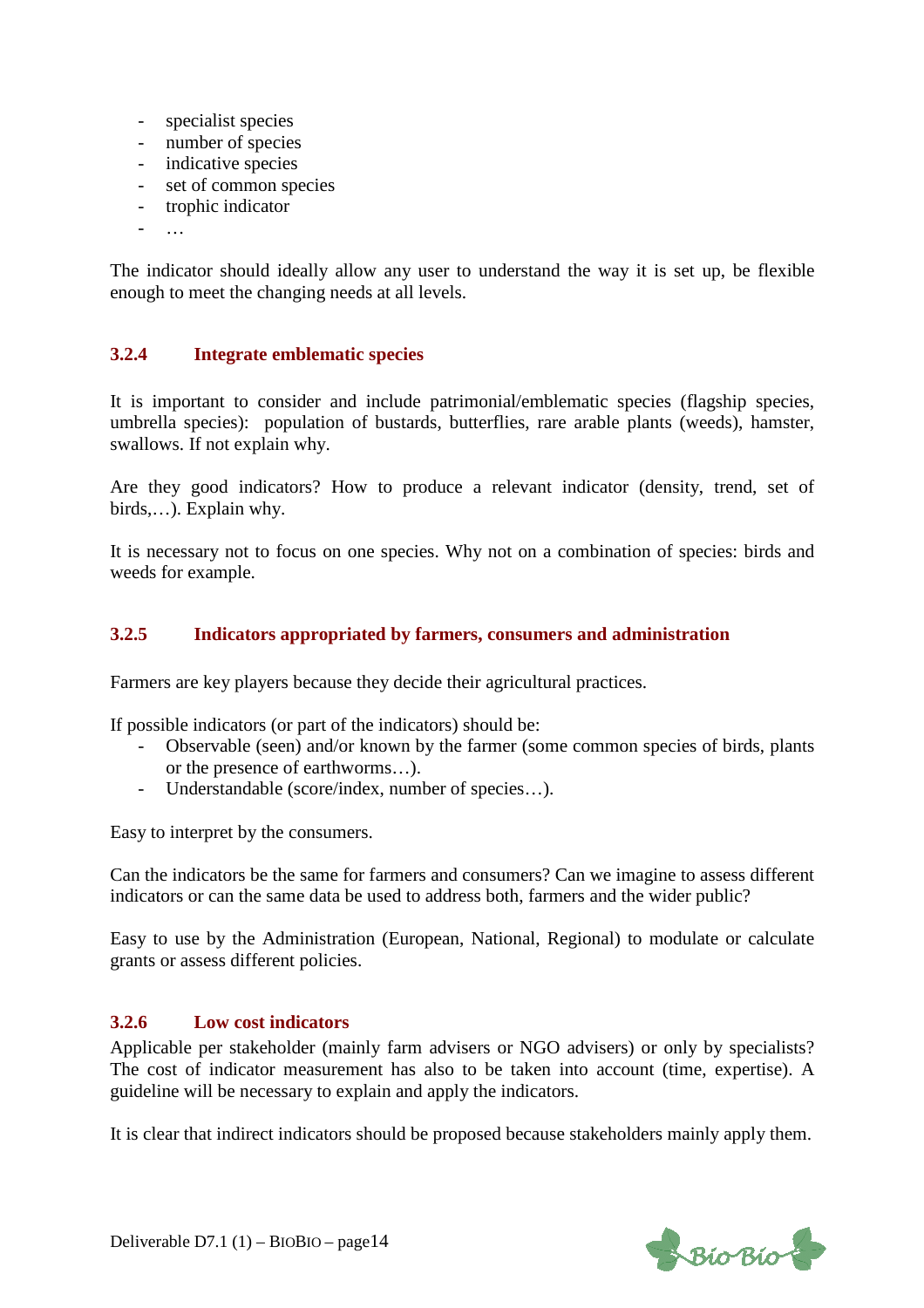- specialist species
- number of species
- indicative species
- set of common species
- trophic indicator
- …

The indicator should ideally allow any user to understand the way it is set up, be flexible enough to meet the changing needs at all levels.

### 3.2.4 Integrate emblematic species

It is important to consider and include patrimonial/emblematic species (flagship species, umbrella species): population of bustards, butterflies, rare arable plants (weeds), hamster, swallows. If not explain why.

Are they good indicators? How to produce a relevant indicator (density, trend, set of birds,…). Explain why.

It is necessary not to focus on one species. Why not on a combination of species: birds and weeds for example.

### 3.2.5 Indicators appropriated by farmers, consumers and administration

Farmers are key players because they decide their agricultural practices.

If possible indicators (or part of the indicators) should be:

- Observable (seen) and/or known by the farmer (some common species of birds, plants or the presence of earthworms…).
- Understandable (score/index, number of species…).

Easy to interpret by the consumers.

Can the indicators be the same for farmers and consumers? Can we imagine to assess different indicators or can the same data be used to address both, farmers and the wider public?

Easy to use by the Administration (European, National, Regional) to modulate or calculate grants or assess different policies.

### 3.2.6 Low cost indicators

Applicable per stakeholder (mainly farm advisers or NGO advisers) or only by specialists? The cost of indicator measurement has also to be taken into account (time, expertise). A guideline will be necessary to explain and apply the indicators.

It is clear that indirect indicators should be proposed because stakeholders mainly apply them.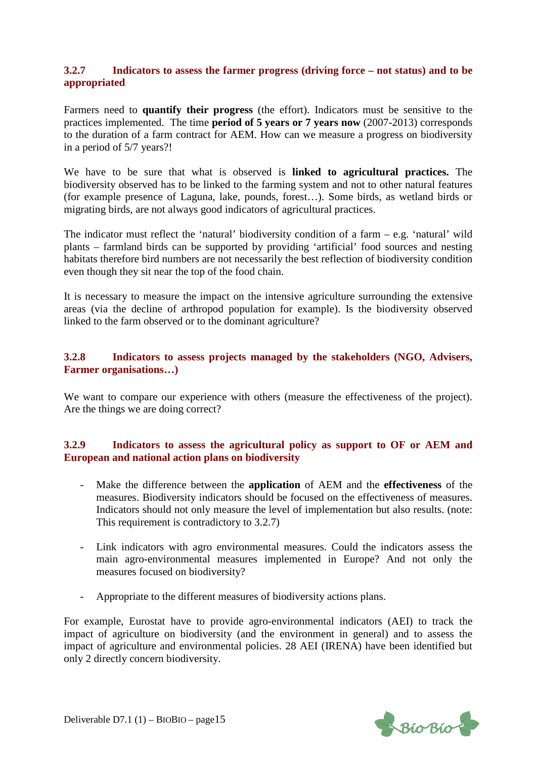### 3.2.7 Indicators to assess the farmer progress (driving force – not status) and to be appropriated

Farmers need to **quantify their progress** (the effort). Indicators must be sensitive to the practices implemented. The time **period of 5 years or 7 years now** (2007-2013) corresponds to the duration of a farm contract for AEM. How can we measure a progress on biodiversity in a period of 5/7 years?!

We have to be sure that what is observed is **linked to agricultural practices.** The biodiversity observed has to be linked to the farming system and not to other natural features (for example presence of Laguna, lake, pounds, forest…). Some birds, as wetland birds or migrating birds, are not always good indicators of agricultural practices.

The indicator must reflect the 'natural' biodiversity condition of a farm – e.g. 'natural' wild plants – farmland birds can be supported by providing 'artificial' food sources and nesting habitats therefore bird numbers are not necessarily the best reflection of biodiversity condition even though they sit near the top of the food chain.

It is necessary to measure the impact on the intensive agriculture surrounding the extensive areas (via the decline of arthropod population for example). Is the biodiversity observed linked to the farm observed or to the dominant agriculture?

### 3.2.8 Indicators to assess projects managed by the stakeholders (NGO, Advisers, Farmer organisations…)

We want to compare our experience with others (measure the effectiveness of the project). Are the things we are doing correct?

### 3.2.9 Indicators to assess the agricultural policy as support to OF or AEM and European and national action plans on biodiversity

- Make the difference between the **application** of AEM and the **effectiveness** of the measures. Biodiversity indicators should be focused on the effectiveness of measures. Indicators should not only measure the level of implementation but also results. (note: This requirement is contradictory to 3.2.7)

- Link indicators with agro environmental measures. Could the indicators assess the main agro-environmental measures implemented in Europe? And not only the measures focused on biodiversity?

- Appropriate to the different measures of biodiversity actions plans.

For example, Eurostat have to provide agro-environmental indicators (AEI) to track the impact of agriculture on biodiversity (and the environment in general) and to assess the impact of agriculture and environmental policies. 28 AEI (IRENA) have been identified but only 2 directly concern biodiversity.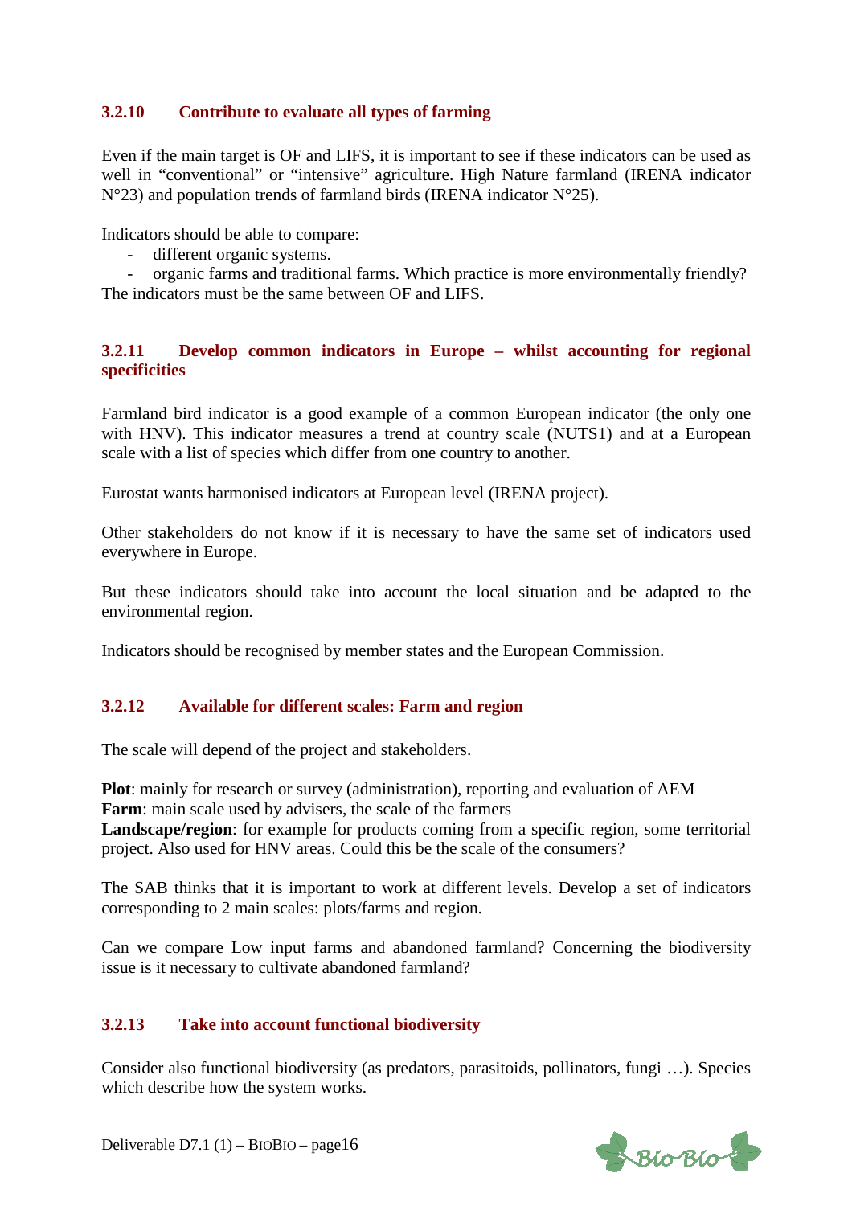### 3.2.10 Contribute to evaluate all types of farming

Even if the main target is OF and LIFS, it is important to see if these indicators can be used as well in "conventional" or "intensive" agriculture. High Nature farmland (IRENA indicator N°23) and population trends of farmland birds (IRENA indicator N°25).

Indicators should be able to compare:

- different organic systems.
- organic farms and traditional farms. Which practice is more environmentally friendly?

The indicators must be the same between OF and LIFS.

### 3.2.11 Develop common indicators in Europe – whilst accounting for regional specificities

Farmland bird indicator is a good example of a common European indicator (the only one with HNV). This indicator measures a trend at country scale (NUTS1) and at a European scale with a list of species which differ from one country to another.

Eurostat wants harmonised indicators at European level (IRENA project).

Other stakeholders do not know if it is necessary to have the same set of indicators used everywhere in Europe.

But these indicators should take into account the local situation and be adapted to the environmental region.

Indicators should be recognised by member states and the European Commission.

### 3.2.12 Available for different scales: Farm and region

The scale will depend of the project and stakeholders.

**Plot**: mainly for research or survey (administration), reporting and evaluation of AEM
**Farm**: main scale used by advisers, the scale of the farmers
**Landscape/region**: for example for products coming from a specific region, some territorial project. Also used for HNV areas. Could this be the scale of the consumers?

The SAB thinks that it is important to work at different levels. Develop a set of indicators corresponding to 2 main scales: plots/farms and region.

Can we compare Low input farms and abandoned farmland? Concerning the biodiversity issue is it necessary to cultivate abandoned farmland?

### 3.2.13 Take into account functional biodiversity

Consider also functional biodiversity (as predators, parasitoids, pollinators, fungi …). Species which describe how the system works.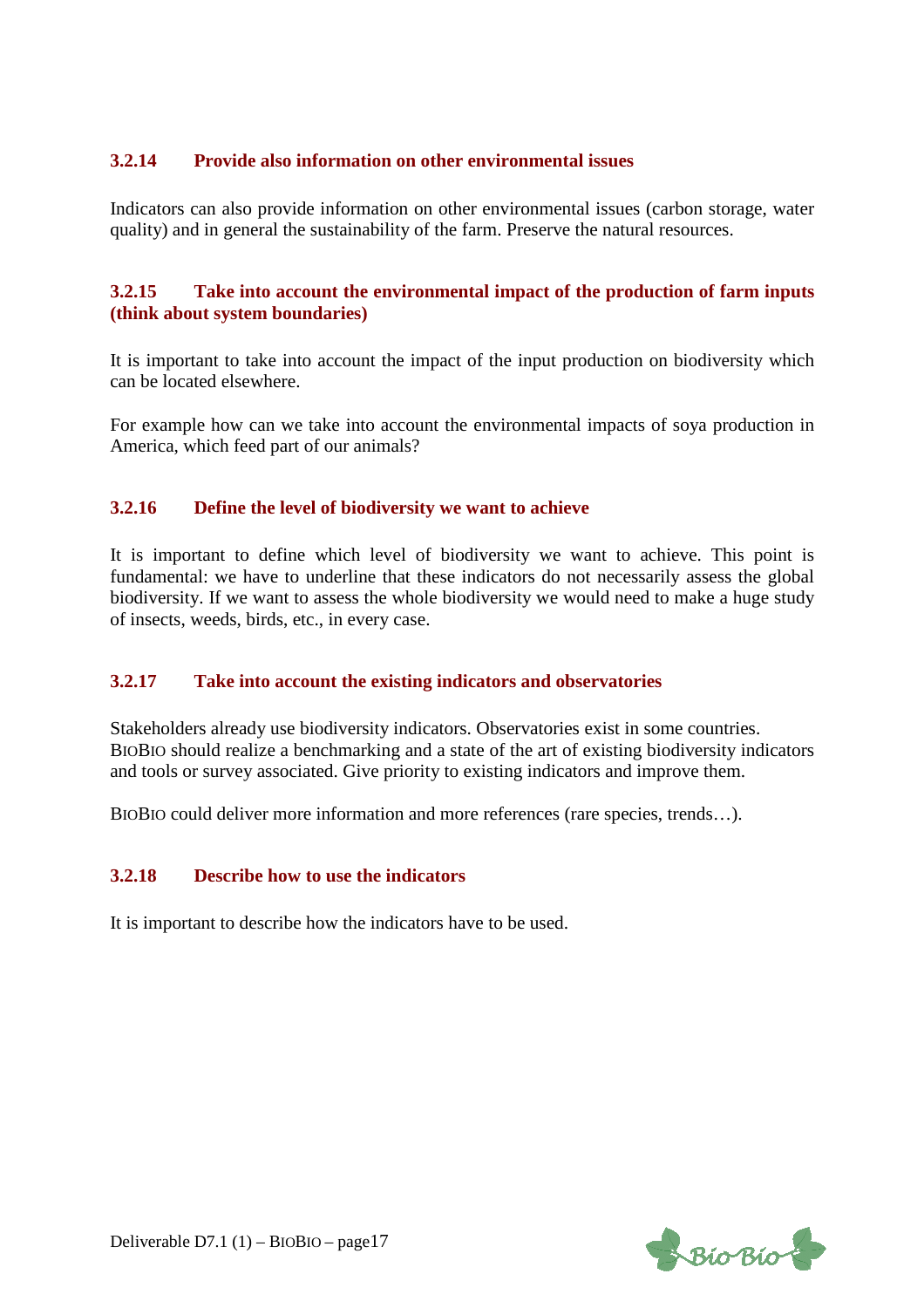### 3.2.14 Provide also information on other environmental issues

Indicators can also provide information on other environmental issues (carbon storage, water quality) and in general the sustainability of the farm. Preserve the natural resources.

### 3.2.15 Take into account the environmental impact of the production of farm inputs (think about system boundaries)

It is important to take into account the impact of the input production on biodiversity which can be located elsewhere.

For example how can we take into account the environmental impacts of soya production in America, which feed part of our animals?

### 3.2.16 Define the level of biodiversity we want to achieve

It is important to define which level of biodiversity we want to achieve. This point is fundamental: we have to underline that these indicators do not necessarily assess the global biodiversity. If we want to assess the whole biodiversity we would need to make a huge study of insects, weeds, birds, etc., in every case.

### 3.2.17 Take into account the existing indicators and observatories

Stakeholders already use biodiversity indicators. Observatories exist in some countries. BIOBIO should realize a benchmarking and a state of the art of existing biodiversity indicators and tools or survey associated. Give priority to existing indicators and improve them.

BIOBIO could deliver more information and more references (rare species, trends…).

### 3.2.18 Describe how to use the indicators

It is important to describe how the indicators have to be used.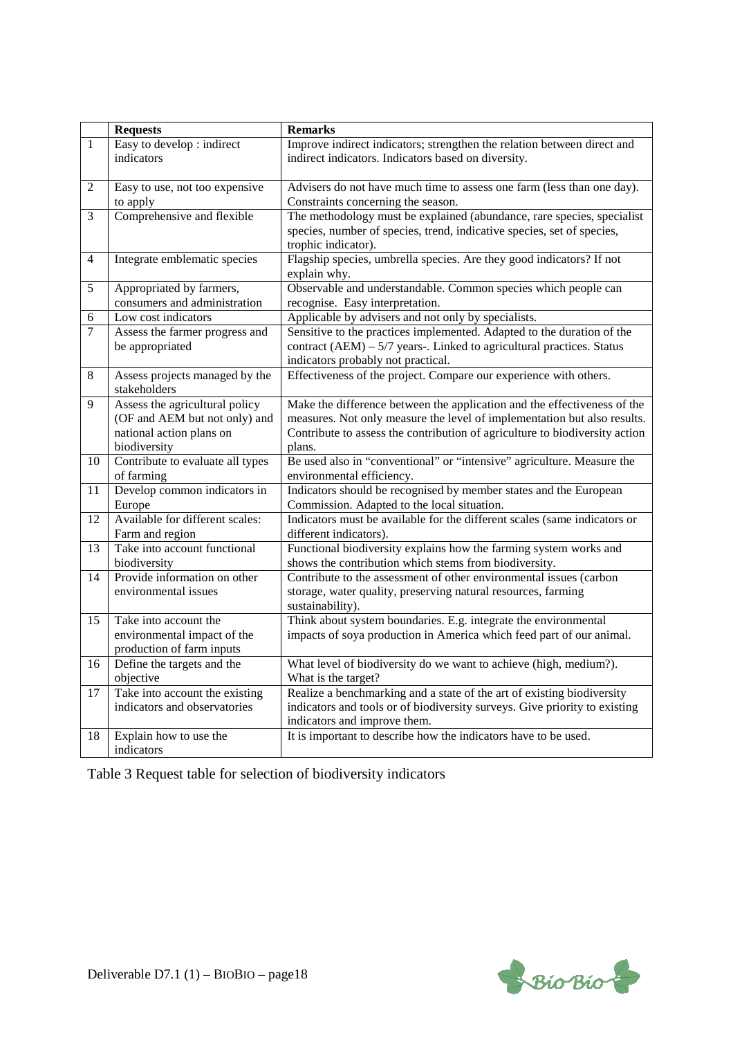|  | **Requests** | **Remarks** |
|---|---|---|
| 1 | Easy to develop : indirect indicators | Improve indirect indicators; strengthen the relation between direct and indirect indicators. Indicators based on diversity. |
| 2 | Easy to use, not too expensive to apply | Advisers do not have much time to assess one farm (less than one day). Constraints concerning the season. |
| 3 | Comprehensive and flexible | The methodology must be explained (abundance, rare species, specialist species, number of species, trend, indicative species, set of species, trophic indicator). |
| 4 | Integrate emblematic species | Flagship species, umbrella species. Are they good indicators? If not explain why. |
| 5 | Appropriated by farmers, consumers and administration | Observable and understandable. Common species which people can recognise. Easy interpretation. |
| 6 | Low cost indicators | Applicable by advisers and not only by specialists. |
| 7 | Assess the farmer progress and be appropriated | Sensitive to the practices implemented. Adapted to the duration of the contract (AEM) – 5/7 years-. Linked to agricultural practices. Status indicators probably not practical. |
| 8 | Assess projects managed by the stakeholders | Effectiveness of the project. Compare our experience with others. |
| 9 | Assess the agricultural policy (OF and AEM but not only) and national action plans on biodiversity | Make the difference between the application and the effectiveness of the measures. Not only measure the level of implementation but also results. Contribute to assess the contribution of agriculture to biodiversity action plans. |
| 10 | Contribute to evaluate all types of farming | Be used also in "conventional" or "intensive" agriculture. Measure the environmental efficiency. |
| 11 | Develop common indicators in Europe | Indicators should be recognised by member states and the European Commission. Adapted to the local situation. |
| 12 | Available for different scales: Farm and region | Indicators must be available for the different scales (same indicators or different indicators). |
| 13 | Take into account functional biodiversity | Functional biodiversity explains how the farming system works and shows the contribution which stems from biodiversity. |
| 14 | Provide information on other environmental issues | Contribute to the assessment of other environmental issues (carbon storage, water quality, preserving natural resources, farming sustainability). |
| 15 | Take into account the environmental impact of the production of farm inputs | Think about system boundaries. E.g. integrate the environmental impacts of soya production in America which feed part of our animal. |
| 16 | Define the targets and the objective | What level of biodiversity do we want to achieve (high, medium?). What is the target? |
| 17 | Take into account the existing indicators and observatories | Realize a benchmarking and a state of the art of existing biodiversity indicators and tools or of biodiversity surveys. Give priority to existing indicators and improve them. |
| 18 | Explain how to use the indicators | It is important to describe how the indicators have to be used. |

Table 3 Request table for selection of biodiversity indicators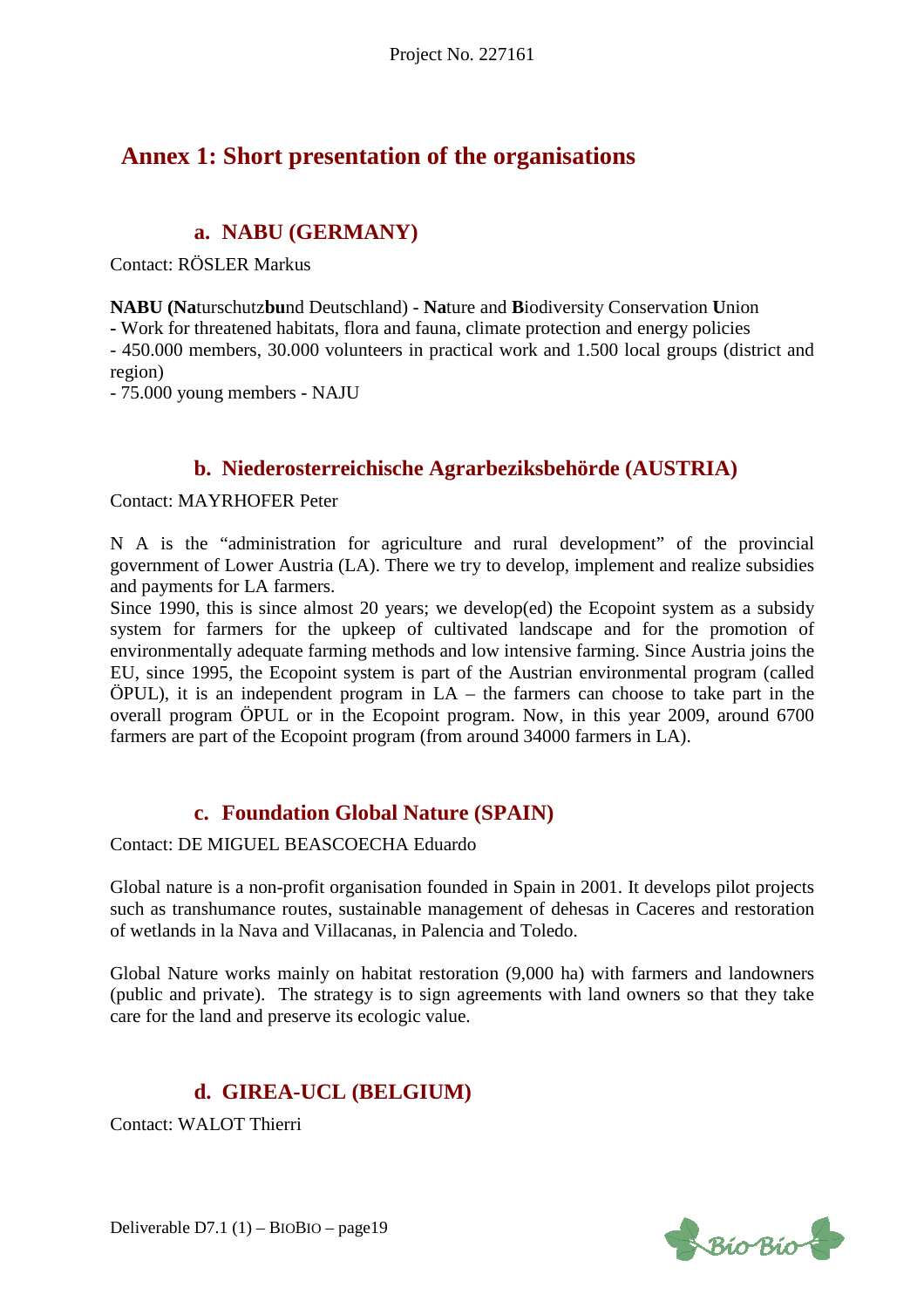# Annex 1: Short presentation of the organisations

## a. NABU (GERMANY)

Contact: RÖSLER Markus

**NABU (Na**turschutz**bu**nd Deutschland) - **Na**ture and **B**iodiversity Conservation **U**nion

- Work for threatened habitats, flora and fauna, climate protection and energy policies
- 450.000 members, 30.000 volunteers in practical work and 1.500 local groups (district and region)
- 75.000 young members - NAJU

## b. Niederosterreichische Agrarbeziksbehörde (AUSTRIA)

Contact: MAYRHOFER Peter

N A is the "administration for agriculture and rural development" of the provincial government of Lower Austria (LA). There we try to develop, implement and realize subsidies and payments for LA farmers.

Since 1990, this is since almost 20 years; we develop(ed) the Ecopoint system as a subsidy system for farmers for the upkeep of cultivated landscape and for the promotion of environmentally adequate farming methods and low intensive farming. Since Austria joins the EU, since 1995, the Ecopoint system is part of the Austrian environmental program (called ÖPUL), it is an independent program in LA – the farmers can choose to take part in the overall program ÖPUL or in the Ecopoint program. Now, in this year 2009, around 6700 farmers are part of the Ecopoint program (from around 34000 farmers in LA).

## c. Foundation Global Nature (SPAIN)

Contact: DE MIGUEL BEASCOECHA Eduardo

Global nature is a non-profit organisation founded in Spain in 2001. It develops pilot projects such as transhumance routes, sustainable management of dehesas in Caceres and restoration of wetlands in la Nava and Villacanas, in Palencia and Toledo.

Global Nature works mainly on habitat restoration (9,000 ha) with farmers and landowners (public and private). The strategy is to sign agreements with land owners so that they take care for the land and preserve its ecologic value.

## d. GIREA-UCL (BELGIUM)

Contact: WALOT Thierri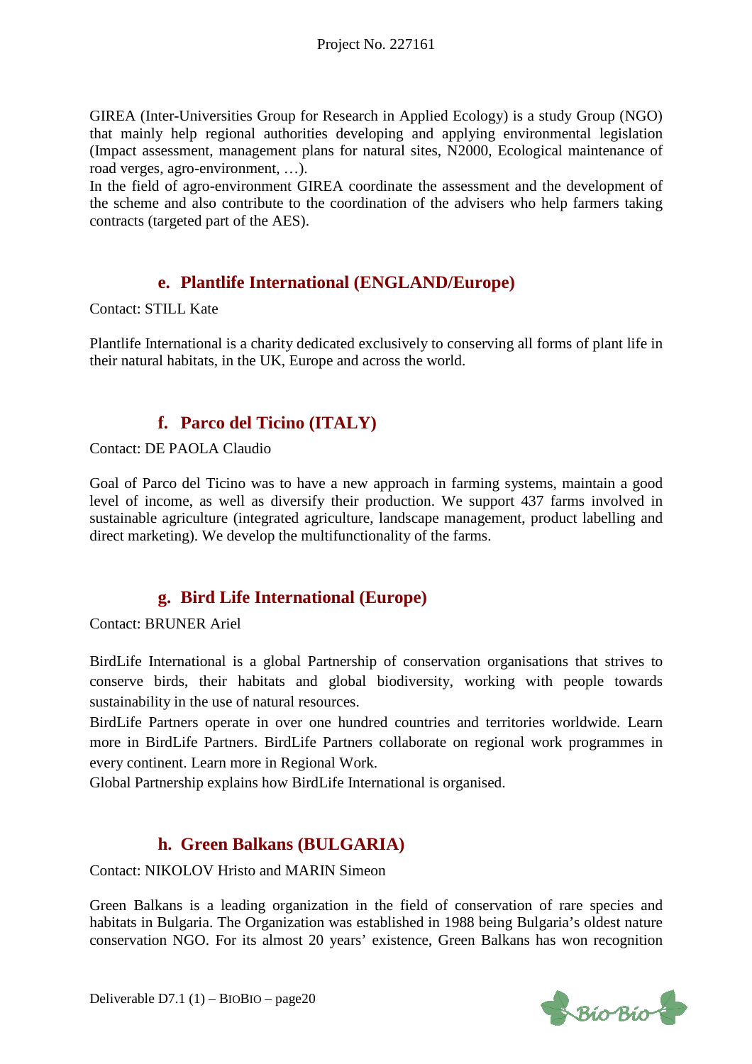GIREA (Inter-Universities Group for Research in Applied Ecology) is a study Group (NGO) that mainly help regional authorities developing and applying environmental legislation (Impact assessment, management plans for natural sites, N2000, Ecological maintenance of road verges, agro-environment, …).
In the field of agro-environment GIREA coordinate the assessment and the development of the scheme and also contribute to the coordination of the advisers who help farmers taking contracts (targeted part of the AES).

### e. Plantlife International (ENGLAND/Europe)

Contact: STILL Kate

Plantlife International is a charity dedicated exclusively to conserving all forms of plant life in their natural habitats, in the UK, Europe and across the world.

### f. Parco del Ticino (ITALY)

Contact: DE PAOLA Claudio

Goal of Parco del Ticino was to have a new approach in farming systems, maintain a good level of income, as well as diversify their production. We support 437 farms involved in sustainable agriculture (integrated agriculture, landscape management, product labelling and direct marketing). We develop the multifunctionality of the farms.

### g. Bird Life International (Europe)

Contact: BRUNER Ariel

BirdLife International is a global Partnership of conservation organisations that strives to conserve birds, their habitats and global biodiversity, working with people towards sustainability in the use of natural resources.
BirdLife Partners operate in over one hundred countries and territories worldwide. Learn more in BirdLife Partners. BirdLife Partners collaborate on regional work programmes in every continent. Learn more in Regional Work.
Global Partnership explains how BirdLife International is organised.

### h. Green Balkans (BULGARIA)

Contact: NIKOLOV Hristo and MARIN Simeon

Green Balkans is a leading organization in the field of conservation of rare species and habitats in Bulgaria. The Organization was established in 1988 being Bulgaria's oldest nature conservation NGO. For its almost 20 years' existence, Green Balkans has won recognition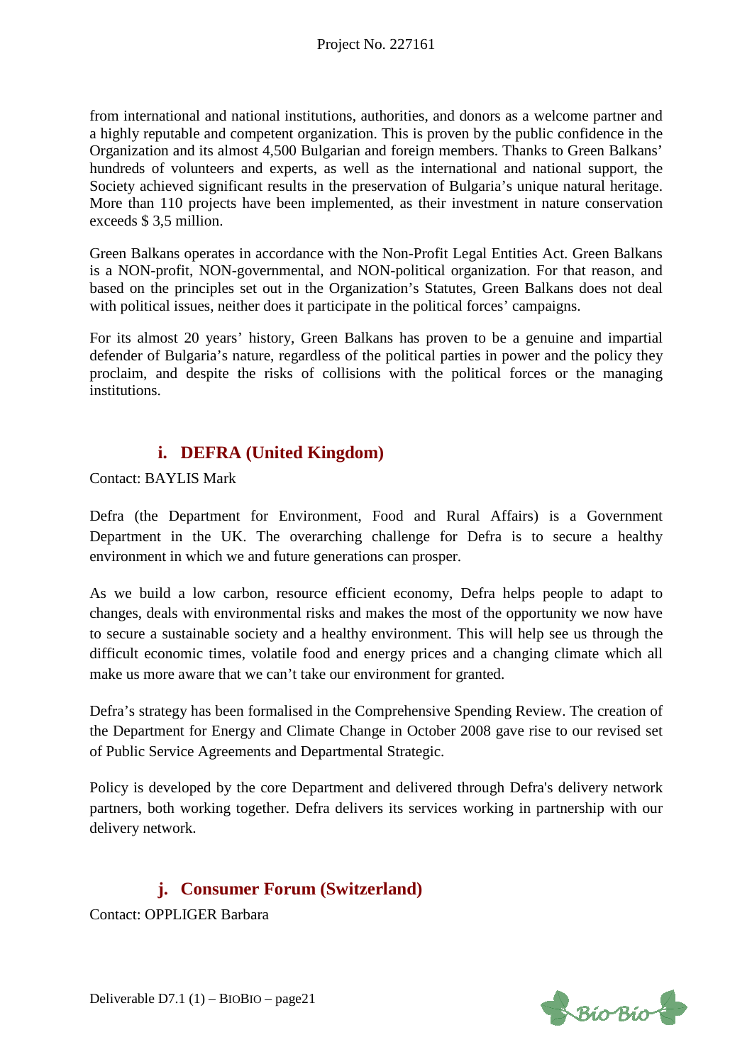from international and national institutions, authorities, and donors as a welcome partner and a highly reputable and competent organization. This is proven by the public confidence in the Organization and its almost 4,500 Bulgarian and foreign members. Thanks to Green Balkans' hundreds of volunteers and experts, as well as the international and national support, the Society achieved significant results in the preservation of Bulgaria's unique natural heritage. More than 110 projects have been implemented, as their investment in nature conservation exceeds $ 3,5 million.

Green Balkans operates in accordance with the Non-Profit Legal Entities Act. Green Balkans is a NON-profit, NON-governmental, and NON-political organization. For that reason, and based on the principles set out in the Organization's Statutes, Green Balkans does not deal with political issues, neither does it participate in the political forces' campaigns.

For its almost 20 years' history, Green Balkans has proven to be a genuine and impartial defender of Bulgaria's nature, regardless of the political parties in power and the policy they proclaim, and despite the risks of collisions with the political forces or the managing institutions.

### i. DEFRA (United Kingdom)

Contact: BAYLIS Mark

Defra (the Department for Environment, Food and Rural Affairs) is a Government Department in the UK. The overarching challenge for Defra is to secure a healthy environment in which we and future generations can prosper.

As we build a low carbon, resource efficient economy, Defra helps people to adapt to changes, deals with environmental risks and makes the most of the opportunity we now have to secure a sustainable society and a healthy environment. This will help see us through the difficult economic times, volatile food and energy prices and a changing climate which all make us more aware that we can't take our environment for granted.

Defra's strategy has been formalised in the Comprehensive Spending Review. The creation of the Department for Energy and Climate Change in October 2008 gave rise to our revised set of Public Service Agreements and Departmental Strategic.

Policy is developed by the core Department and delivered through Defra's delivery network partners, both working together. Defra delivers its services working in partnership with our delivery network.

### j. Consumer Forum (Switzerland)

Contact: OPPLIGER Barbara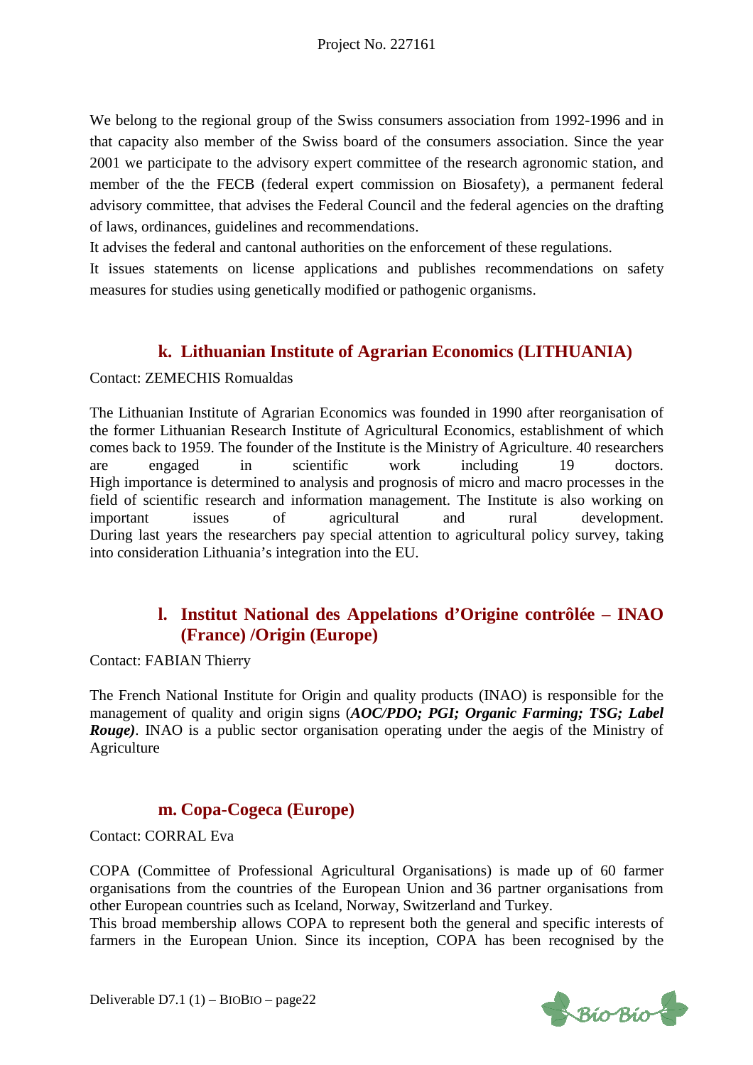We belong to the regional group of the Swiss consumers association from 1992-1996 and in that capacity also member of the Swiss board of the consumers association. Since the year 2001 we participate to the advisory expert committee of the research agronomic station, and member of the the FECB (federal expert commission on Biosafety), a permanent federal advisory committee, that advises the Federal Council and the federal agencies on the drafting of laws, ordinances, guidelines and recommendations.

It advises the federal and cantonal authorities on the enforcement of these regulations.

It issues statements on license applications and publishes recommendations on safety measures for studies using genetically modified or pathogenic organisms.

### k. Lithuanian Institute of Agrarian Economics (LITHUANIA)

Contact: ZEMECHIS Romualdas

The Lithuanian Institute of Agrarian Economics was founded in 1990 after reorganisation of the former Lithuanian Research Institute of Agricultural Economics, establishment of which comes back to 1959. The founder of the Institute is the Ministry of Agriculture. 40 researchers are engaged in scientific work including 19 doctors.
High importance is determined to analysis and prognosis of micro and macro processes in the field of scientific research and information management. The Institute is also working on important issues of agricultural and rural development.
During last years the researchers pay special attention to agricultural policy survey, taking into consideration Lithuania's integration into the EU.

### l. Institut National des Appelations d'Origine contrôlée – INAO (France) /Origin (Europe)

Contact: FABIAN Thierry

The French National Institute for Origin and quality products (INAO) is responsible for the management of quality and origin signs (***AOC/PDO; PGI; Organic Farming; TSG; Label Rouge)***. INAO is a public sector organisation operating under the aegis of the Ministry of Agriculture

### m. Copa-Cogeca (Europe)

Contact: CORRAL Eva

COPA (Committee of Professional Agricultural Organisations) is made up of 60 farmer organisations from the countries of the European Union and 36 partner organisations from other European countries such as Iceland, Norway, Switzerland and Turkey.
This broad membership allows COPA to represent both the general and specific interests of farmers in the European Union. Since its inception, COPA has been recognised by the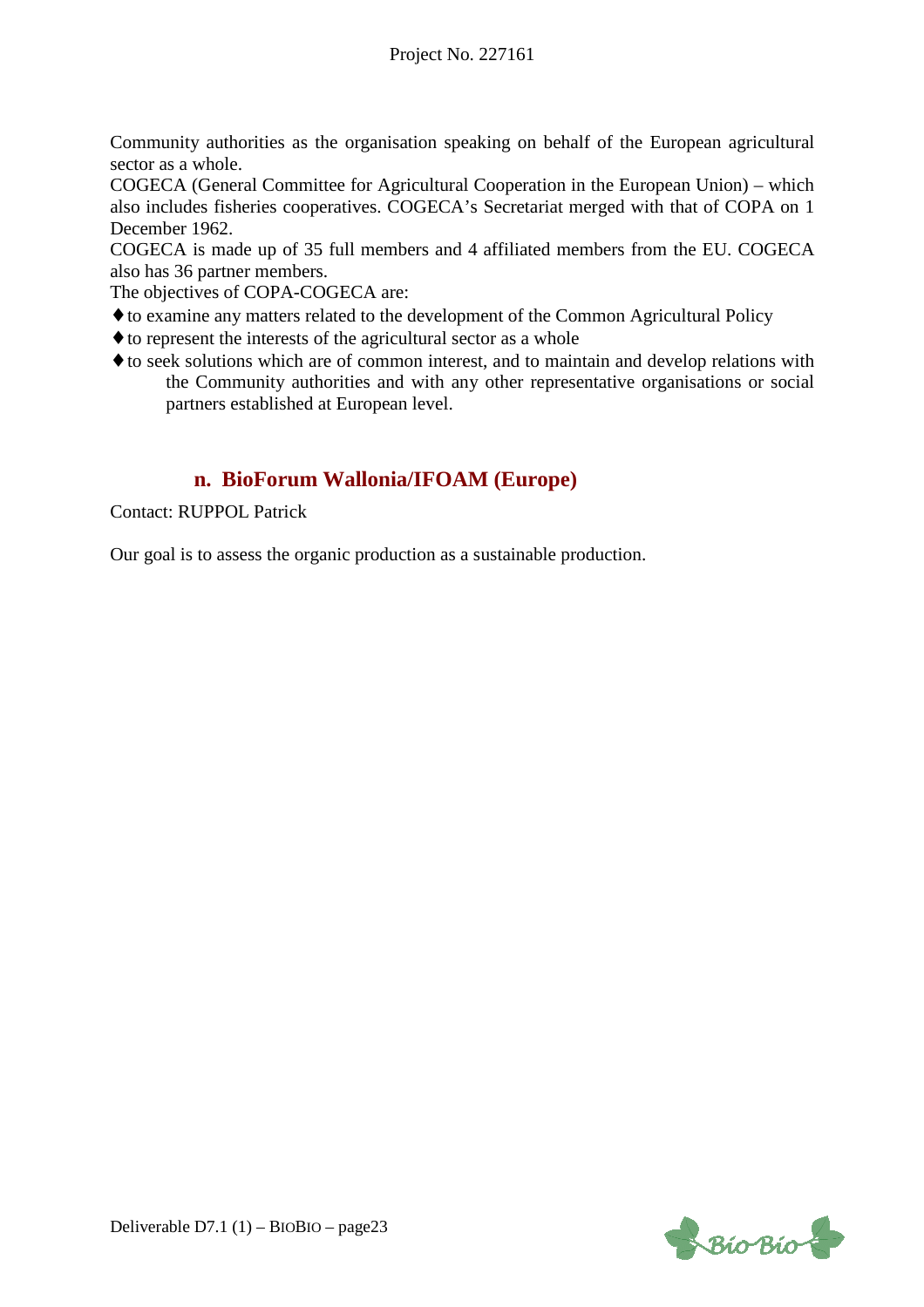Community authorities as the organisation speaking on behalf of the European agricultural sector as a whole.

COGECA (General Committee for Agricultural Cooperation in the European Union) – which also includes fisheries cooperatives. COGECA's Secretariat merged with that of COPA on 1 December 1962.

COGECA is made up of 35 full members and 4 affiliated members from the EU. COGECA also has 36 partner members.

The objectives of COPA-COGECA are:

- to examine any matters related to the development of the Common Agricultural Policy
- to represent the interests of the agricultural sector as a whole
- to seek solutions which are of common interest, and to maintain and develop relations with the Community authorities and with any other representative organisations or social partners established at European level.

### n. BioForum Wallonia/IFOAM (Europe)

Contact: RUPPOL Patrick

Our goal is to assess the organic production as a sustainable production.